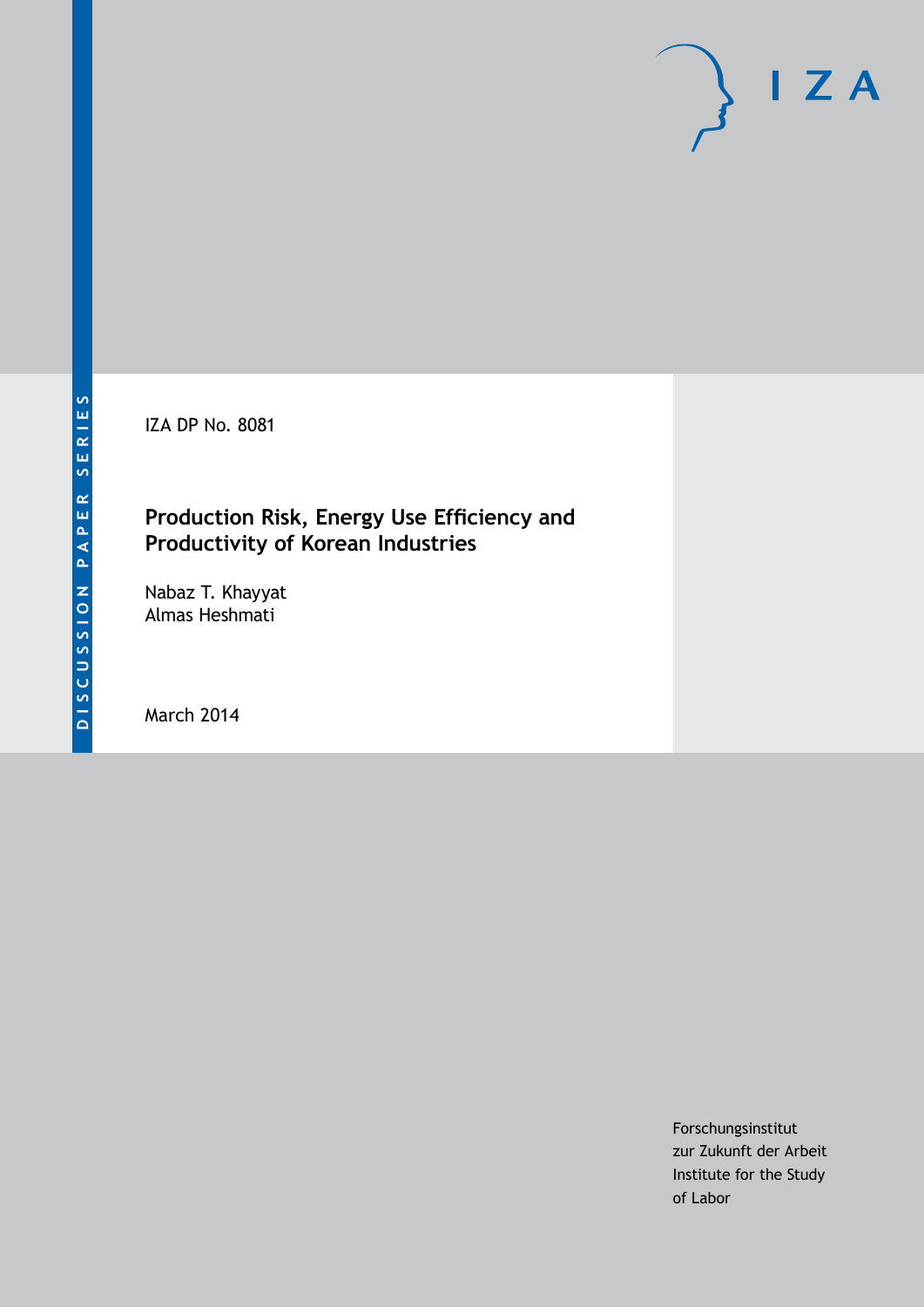DISCUSSION PAPER SERIES

IZA DP No. 8081

# Production Risk, Energy Use Efficiency and Productivity of Korean Industries

Nabaz T. Khayyat
Almas Heshmati

March 2014

Forschungsinstitut
zur Zukunft der Arbeit
Institute for the Study
of Labor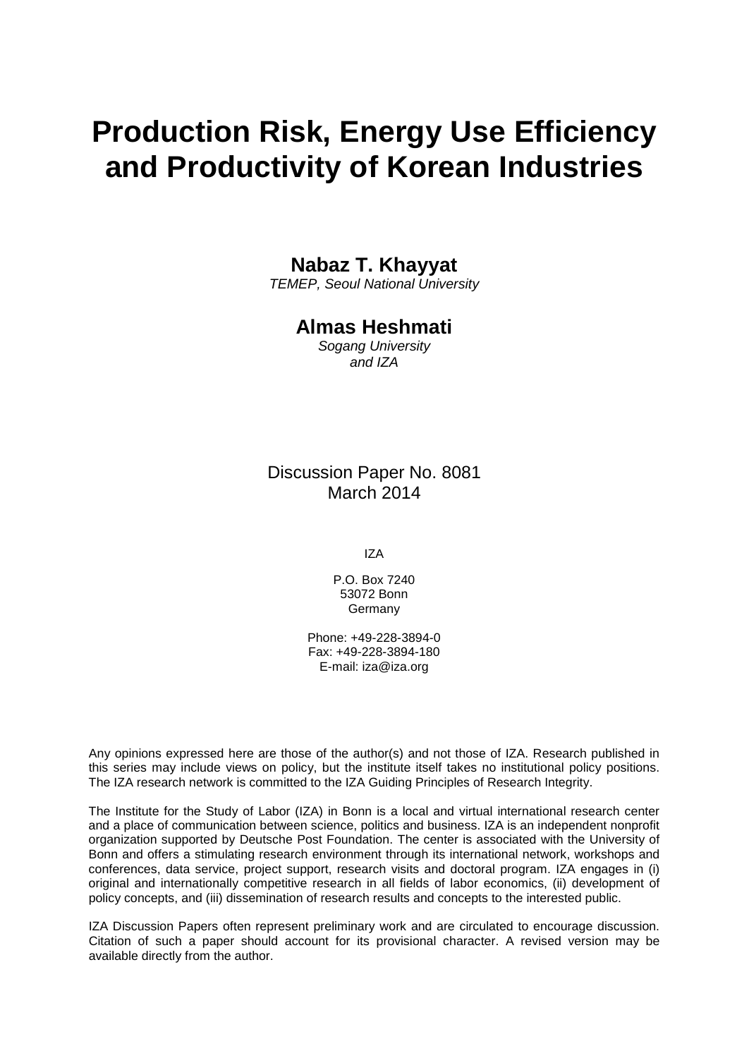# Production Risk, Energy Use Efficiency and Productivity of Korean Industries

**Nabaz T. Khayyat**
*TEMEP, Seoul National University*

**Almas Heshmati**
*Sogang University*
*and IZA*

Discussion Paper No. 8081
March 2014

IZA

P.O. Box 7240
53072 Bonn
Germany

Phone: +49-228-3894-0
Fax: +49-228-3894-180
E-mail: iza@iza.org

Any opinions expressed here are those of the author(s) and not those of IZA. Research published in this series may include views on policy, but the institute itself takes no institutional policy positions. The IZA research network is committed to the IZA Guiding Principles of Research Integrity.

The Institute for the Study of Labor (IZA) in Bonn is a local and virtual international research center and a place of communication between science, politics and business. IZA is an independent nonprofit organization supported by Deutsche Post Foundation. The center is associated with the University of Bonn and offers a stimulating research environment through its international network, workshops and conferences, data service, project support, research visits and doctoral program. IZA engages in (i) original and internationally competitive research in all fields of labor economics, (ii) development of policy concepts, and (iii) dissemination of research results and concepts to the interested public.

IZA Discussion Papers often represent preliminary work and are circulated to encourage discussion. Citation of such a paper should account for its provisional character. A revised version may be available directly from the author.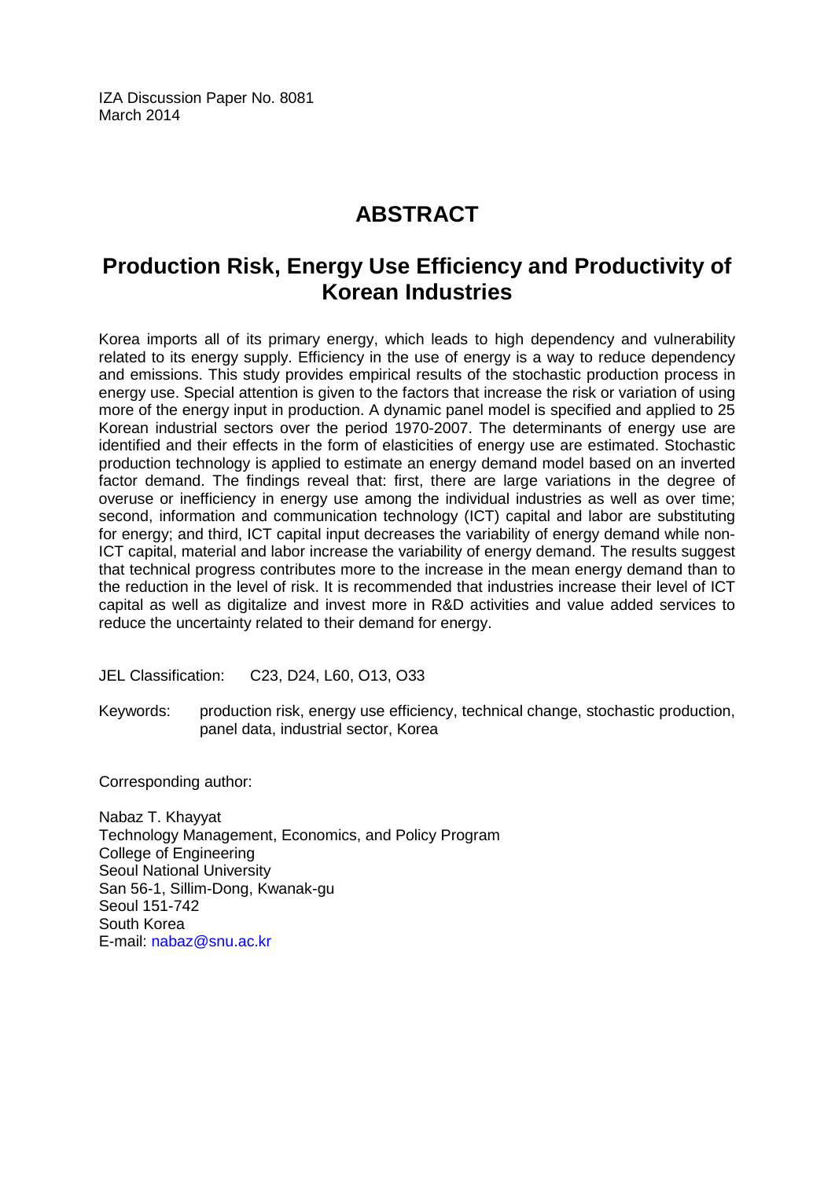IZA Discussion Paper No. 8081
March 2014

# ABSTRACT

## Production Risk, Energy Use Efficiency and Productivity of Korean Industries

Korea imports all of its primary energy, which leads to high dependency and vulnerability related to its energy supply. Efficiency in the use of energy is a way to reduce dependency and emissions. This study provides empirical results of the stochastic production process in energy use. Special attention is given to the factors that increase the risk or variation of using more of the energy input in production. A dynamic panel model is specified and applied to 25 Korean industrial sectors over the period 1970-2007. The determinants of energy use are identified and their effects in the form of elasticities of energy use are estimated. Stochastic production technology is applied to estimate an energy demand model based on an inverted factor demand. The findings reveal that: first, there are large variations in the degree of overuse or inefficiency in energy use among the individual industries as well as over time; second, information and communication technology (ICT) capital and labor are substituting for energy; and third, ICT capital input decreases the variability of energy demand while non-ICT capital, material and labor increase the variability of energy demand. The results suggest that technical progress contributes more to the increase in the mean energy demand than to the reduction in the level of risk. It is recommended that industries increase their level of ICT capital as well as digitalize and invest more in R&D activities and value added services to reduce the uncertainty related to their demand for energy.

JEL Classification: C23, D24, L60, O13, O33

Keywords: production risk, energy use efficiency, technical change, stochastic production, panel data, industrial sector, Korea

Corresponding author:

Nabaz T. Khayyat
Technology Management, Economics, and Policy Program
College of Engineering
Seoul National University
San 56-1, Sillim-Dong, Kwanak-gu
Seoul 151-742
South Korea
E-mail: nabaz@snu.ac.kr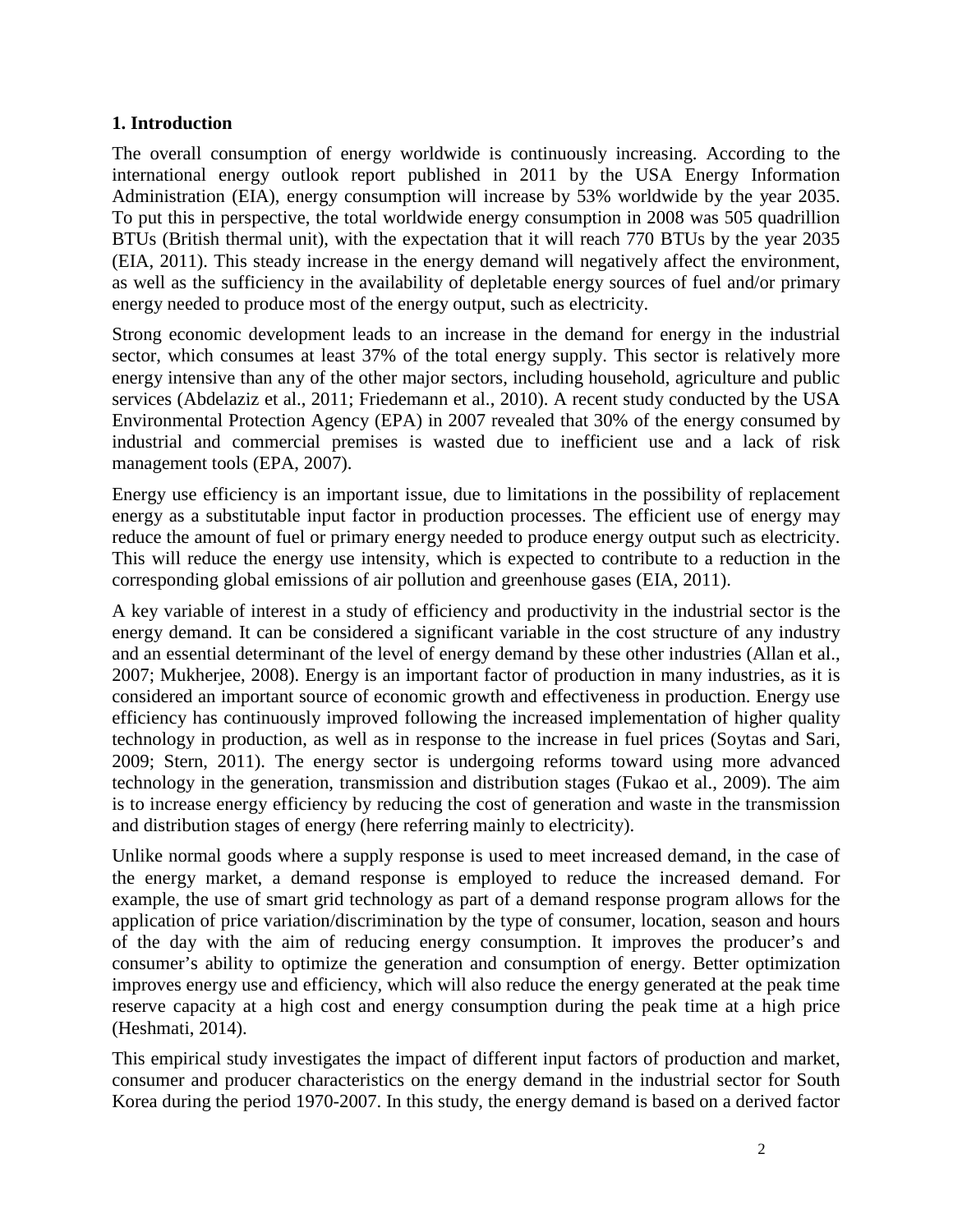## 1. Introduction

The overall consumption of energy worldwide is continuously increasing. According to the international energy outlook report published in 2011 by the USA Energy Information Administration (EIA), energy consumption will increase by 53% worldwide by the year 2035. To put this in perspective, the total worldwide energy consumption in 2008 was 505 quadrillion BTUs (British thermal unit), with the expectation that it will reach 770 BTUs by the year 2035 (EIA, 2011). This steady increase in the energy demand will negatively affect the environment, as well as the sufficiency in the availability of depletable energy sources of fuel and/or primary energy needed to produce most of the energy output, such as electricity.

Strong economic development leads to an increase in the demand for energy in the industrial sector, which consumes at least 37% of the total energy supply. This sector is relatively more energy intensive than any of the other major sectors, including household, agriculture and public services (Abdelaziz et al., 2011; Friedemann et al., 2010). A recent study conducted by the USA Environmental Protection Agency (EPA) in 2007 revealed that 30% of the energy consumed by industrial and commercial premises is wasted due to inefficient use and a lack of risk management tools (EPA, 2007).

Energy use efficiency is an important issue, due to limitations in the possibility of replacement energy as a substitutable input factor in production processes. The efficient use of energy may reduce the amount of fuel or primary energy needed to produce energy output such as electricity. This will reduce the energy use intensity, which is expected to contribute to a reduction in the corresponding global emissions of air pollution and greenhouse gases (EIA, 2011).

A key variable of interest in a study of efficiency and productivity in the industrial sector is the energy demand. It can be considered a significant variable in the cost structure of any industry and an essential determinant of the level of energy demand by these other industries (Allan et al., 2007; Mukherjee, 2008). Energy is an important factor of production in many industries, as it is considered an important source of economic growth and effectiveness in production. Energy use efficiency has continuously improved following the increased implementation of higher quality technology in production, as well as in response to the increase in fuel prices (Soytas and Sari, 2009; Stern, 2011). The energy sector is undergoing reforms toward using more advanced technology in the generation, transmission and distribution stages (Fukao et al., 2009). The aim is to increase energy efficiency by reducing the cost of generation and waste in the transmission and distribution stages of energy (here referring mainly to electricity).

Unlike normal goods where a supply response is used to meet increased demand, in the case of the energy market, a demand response is employed to reduce the increased demand. For example, the use of smart grid technology as part of a demand response program allows for the application of price variation/discrimination by the type of consumer, location, season and hours of the day with the aim of reducing energy consumption. It improves the producer's and consumer's ability to optimize the generation and consumption of energy. Better optimization improves energy use and efficiency, which will also reduce the energy generated at the peak time reserve capacity at a high cost and energy consumption during the peak time at a high price (Heshmati, 2014).

This empirical study investigates the impact of different input factors of production and market, consumer and producer characteristics on the energy demand in the industrial sector for South Korea during the period 1970-2007. In this study, the energy demand is based on a derived factor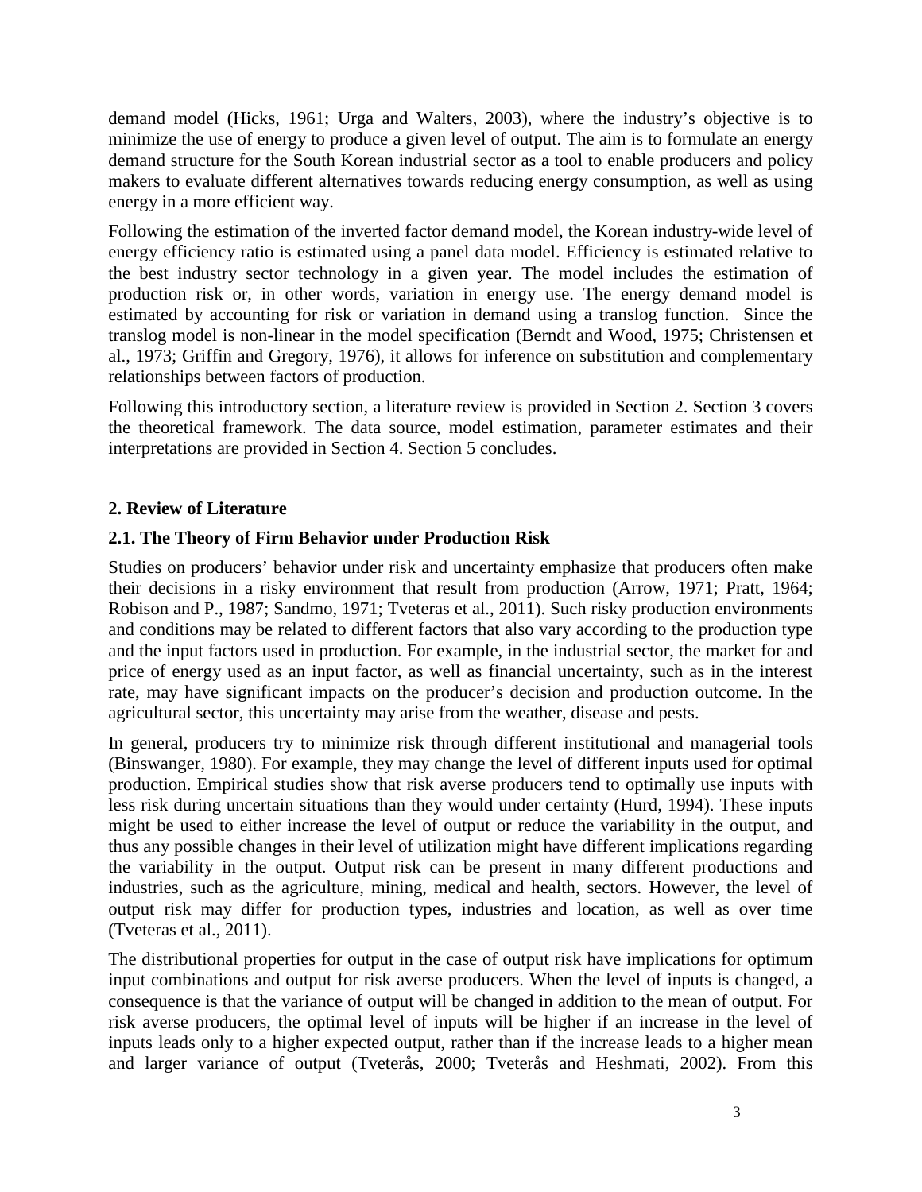demand model (Hicks, 1961; Urga and Walters, 2003), where the industry's objective is to minimize the use of energy to produce a given level of output. The aim is to formulate an energy demand structure for the South Korean industrial sector as a tool to enable producers and policy makers to evaluate different alternatives towards reducing energy consumption, as well as using energy in a more efficient way.

Following the estimation of the inverted factor demand model, the Korean industry-wide level of energy efficiency ratio is estimated using a panel data model. Efficiency is estimated relative to the best industry sector technology in a given year. The model includes the estimation of production risk or, in other words, variation in energy use. The energy demand model is estimated by accounting for risk or variation in demand using a translog function. Since the translog model is non-linear in the model specification (Berndt and Wood, 1975; Christensen et al., 1973; Griffin and Gregory, 1976), it allows for inference on substitution and complementary relationships between factors of production.

Following this introductory section, a literature review is provided in Section 2. Section 3 covers the theoretical framework. The data source, model estimation, parameter estimates and their interpretations are provided in Section 4. Section 5 concludes.

## 2. Review of Literature

### 2.1. The Theory of Firm Behavior under Production Risk

Studies on producers' behavior under risk and uncertainty emphasize that producers often make their decisions in a risky environment that result from production (Arrow, 1971; Pratt, 1964; Robison and P., 1987; Sandmo, 1971; Tveteras et al., 2011). Such risky production environments and conditions may be related to different factors that also vary according to the production type and the input factors used in production. For example, in the industrial sector, the market for and price of energy used as an input factor, as well as financial uncertainty, such as in the interest rate, may have significant impacts on the producer's decision and production outcome. In the agricultural sector, this uncertainty may arise from the weather, disease and pests.

In general, producers try to minimize risk through different institutional and managerial tools (Binswanger, 1980). For example, they may change the level of different inputs used for optimal production. Empirical studies show that risk averse producers tend to optimally use inputs with less risk during uncertain situations than they would under certainty (Hurd, 1994). These inputs might be used to either increase the level of output or reduce the variability in the output, and thus any possible changes in their level of utilization might have different implications regarding the variability in the output. Output risk can be present in many different productions and industries, such as the agriculture, mining, medical and health, sectors. However, the level of output risk may differ for production types, industries and location, as well as over time (Tveteras et al., 2011).

The distributional properties for output in the case of output risk have implications for optimum input combinations and output for risk averse producers. When the level of inputs is changed, a consequence is that the variance of output will be changed in addition to the mean of output. For risk averse producers, the optimal level of inputs will be higher if an increase in the level of inputs leads only to a higher expected output, rather than if the increase leads to a higher mean and larger variance of output (Tveterås, 2000; Tveterås and Heshmati, 2002). From this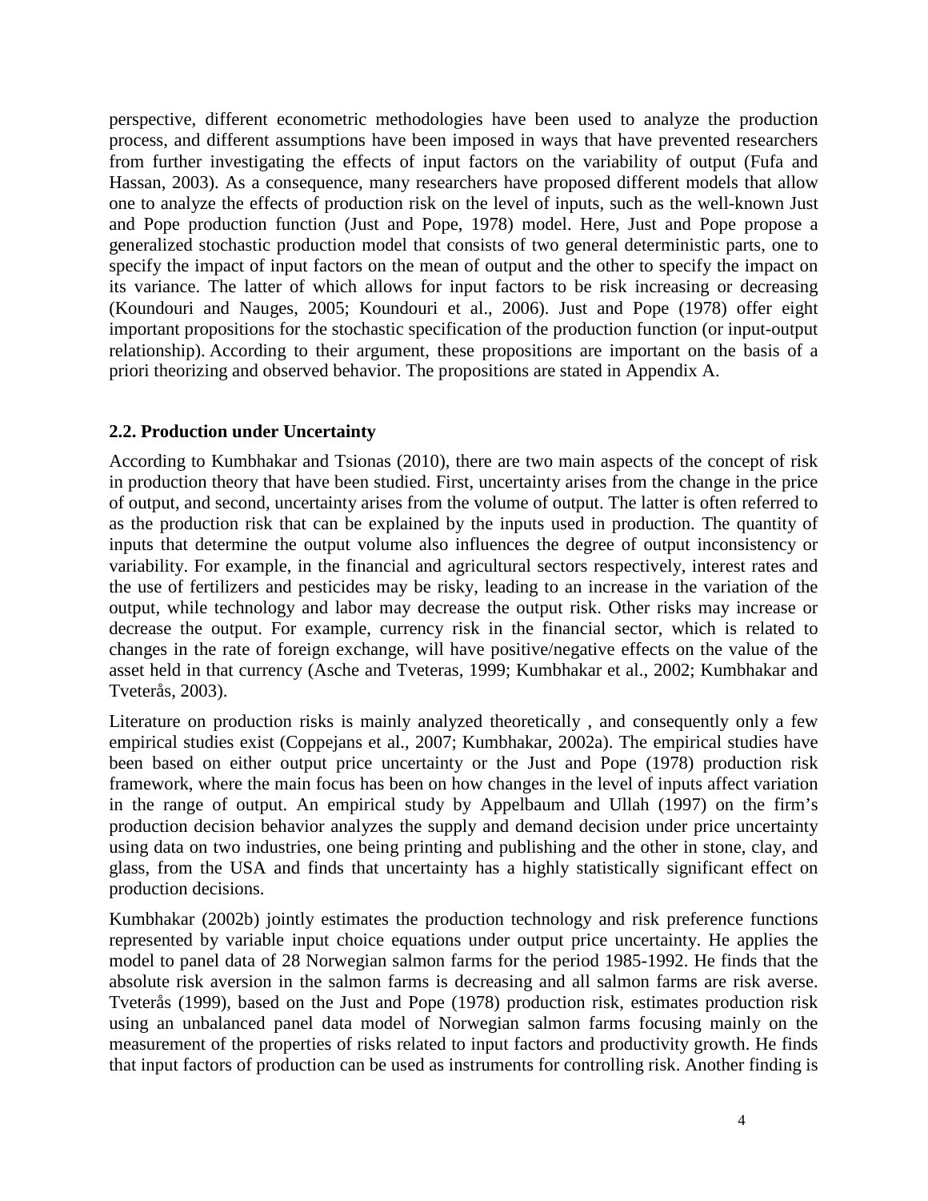perspective, different econometric methodologies have been used to analyze the production process, and different assumptions have been imposed in ways that have prevented researchers from further investigating the effects of input factors on the variability of output (Fufa and Hassan, 2003). As a consequence, many researchers have proposed different models that allow one to analyze the effects of production risk on the level of inputs, such as the well-known Just and Pope production function (Just and Pope, 1978) model. Here, Just and Pope propose a generalized stochastic production model that consists of two general deterministic parts, one to specify the impact of input factors on the mean of output and the other to specify the impact on its variance. The latter of which allows for input factors to be risk increasing or decreasing (Koundouri and Nauges, 2005; Koundouri et al., 2006). Just and Pope (1978) offer eight important propositions for the stochastic specification of the production function (or input-output relationship). According to their argument, these propositions are important on the basis of a priori theorizing and observed behavior. The propositions are stated in Appendix A.

## 2.2. Production under Uncertainty

According to Kumbhakar and Tsionas (2010), there are two main aspects of the concept of risk in production theory that have been studied. First, uncertainty arises from the change in the price of output, and second, uncertainty arises from the volume of output. The latter is often referred to as the production risk that can be explained by the inputs used in production. The quantity of inputs that determine the output volume also influences the degree of output inconsistency or variability. For example, in the financial and agricultural sectors respectively, interest rates and the use of fertilizers and pesticides may be risky, leading to an increase in the variation of the output, while technology and labor may decrease the output risk. Other risks may increase or decrease the output. For example, currency risk in the financial sector, which is related to changes in the rate of foreign exchange, will have positive/negative effects on the value of the asset held in that currency (Asche and Tveteras, 1999; Kumbhakar et al., 2002; Kumbhakar and Tveterås, 2003).

Literature on production risks is mainly analyzed theoretically , and consequently only a few empirical studies exist (Coppejans et al., 2007; Kumbhakar, 2002a). The empirical studies have been based on either output price uncertainty or the Just and Pope (1978) production risk framework, where the main focus has been on how changes in the level of inputs affect variation in the range of output. An empirical study by Appelbaum and Ullah (1997) on the firm's production decision behavior analyzes the supply and demand decision under price uncertainty using data on two industries, one being printing and publishing and the other in stone, clay, and glass, from the USA and finds that uncertainty has a highly statistically significant effect on production decisions.

Kumbhakar (2002b) jointly estimates the production technology and risk preference functions represented by variable input choice equations under output price uncertainty. He applies the model to panel data of 28 Norwegian salmon farms for the period 1985-1992. He finds that the absolute risk aversion in the salmon farms is decreasing and all salmon farms are risk averse. Tveterås (1999), based on the Just and Pope (1978) production risk, estimates production risk using an unbalanced panel data model of Norwegian salmon farms focusing mainly on the measurement of the properties of risks related to input factors and productivity growth. He finds that input factors of production can be used as instruments for controlling risk. Another finding is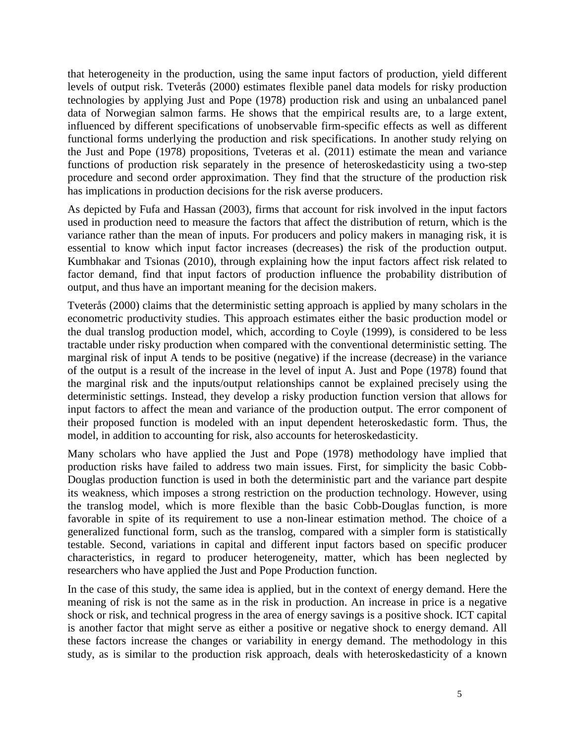that heterogeneity in the production, using the same input factors of production, yield different levels of output risk. Tveterås (2000) estimates flexible panel data models for risky production technologies by applying Just and Pope (1978) production risk and using an unbalanced panel data of Norwegian salmon farms. He shows that the empirical results are, to a large extent, influenced by different specifications of unobservable firm-specific effects as well as different functional forms underlying the production and risk specifications. In another study relying on the Just and Pope (1978) propositions, Tveteras et al. (2011) estimate the mean and variance functions of production risk separately in the presence of heteroskedasticity using a two-step procedure and second order approximation. They find that the structure of the production risk has implications in production decisions for the risk averse producers.

As depicted by Fufa and Hassan (2003), firms that account for risk involved in the input factors used in production need to measure the factors that affect the distribution of return, which is the variance rather than the mean of inputs. For producers and policy makers in managing risk, it is essential to know which input factor increases (decreases) the risk of the production output. Kumbhakar and Tsionas (2010), through explaining how the input factors affect risk related to factor demand, find that input factors of production influence the probability distribution of output, and thus have an important meaning for the decision makers.

Tveterås (2000) claims that the deterministic setting approach is applied by many scholars in the econometric productivity studies. This approach estimates either the basic production model or the dual translog production model, which, according to Coyle (1999), is considered to be less tractable under risky production when compared with the conventional deterministic setting. The marginal risk of input A tends to be positive (negative) if the increase (decrease) in the variance of the output is a result of the increase in the level of input A. Just and Pope (1978) found that the marginal risk and the inputs/output relationships cannot be explained precisely using the deterministic settings. Instead, they develop a risky production function version that allows for input factors to affect the mean and variance of the production output. The error component of their proposed function is modeled with an input dependent heteroskedastic form. Thus, the model, in addition to accounting for risk, also accounts for heteroskedasticity.

Many scholars who have applied the Just and Pope (1978) methodology have implied that production risks have failed to address two main issues. First, for simplicity the basic Cobb-Douglas production function is used in both the deterministic part and the variance part despite its weakness, which imposes a strong restriction on the production technology. However, using the translog model, which is more flexible than the basic Cobb-Douglas function, is more favorable in spite of its requirement to use a non-linear estimation method. The choice of a generalized functional form, such as the translog, compared with a simpler form is statistically testable. Second, variations in capital and different input factors based on specific producer characteristics, in regard to producer heterogeneity, matter, which has been neglected by researchers who have applied the Just and Pope Production function.

In the case of this study, the same idea is applied, but in the context of energy demand. Here the meaning of risk is not the same as in the risk in production. An increase in price is a negative shock or risk, and technical progress in the area of energy savings is a positive shock. ICT capital is another factor that might serve as either a positive or negative shock to energy demand. All these factors increase the changes or variability in energy demand. The methodology in this study, as is similar to the production risk approach, deals with heteroskedasticity of a known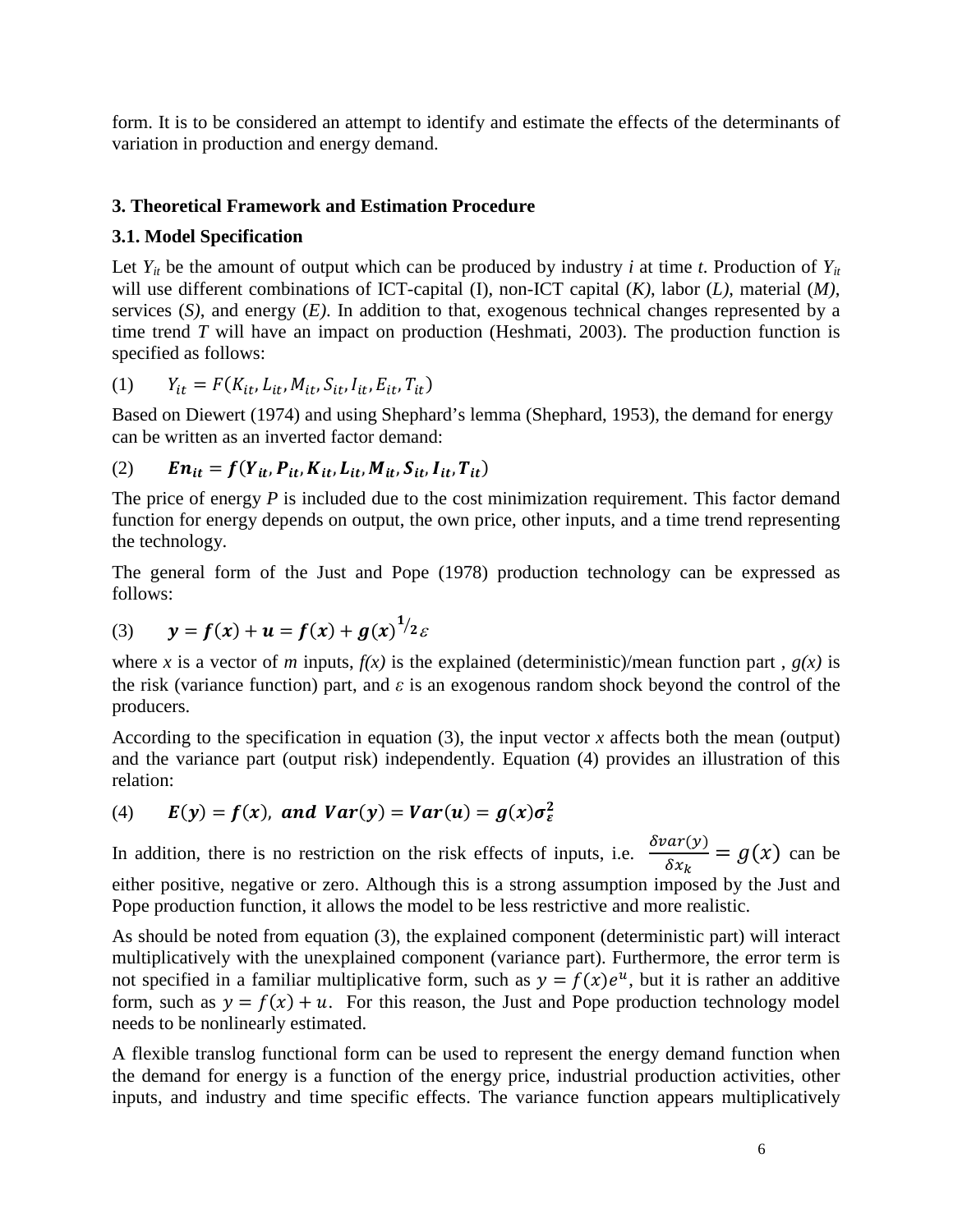form. It is to be considered an attempt to identify and estimate the effects of the determinants of variation in production and energy demand.

## 3. Theoretical Framework and Estimation Procedure

### 3.1. Model Specification

Let $Y_{it}$ be the amount of output which can be produced by industry *i* at time *t*. Production of $Y_{it}$ will use different combinations of ICT-capital (I), non-ICT capital (*K*), labor (*L*), material (*M*), services (*S*), and energy (*E*). In addition to that, exogenous technical changes represented by a time trend *T* will have an impact on production (Heshmati, 2003). The production function is specified as follows:

$$(1) \qquad Y_{it} = F(K_{it}, L_{it}, M_{it}, S_{it}, I_{it}, E_{it}, T_{it})$$

Based on Diewert (1974) and using Shephard's lemma (Shephard, 1953), the demand for energy can be written as an inverted factor demand:

$$(2) \qquad \boldsymbol{En_{it} = f(Y_{it}, P_{it}, K_{it}, L_{it}, M_{it}, S_{it}, I_{it}, T_{it})}$$

The price of energy *P* is included due to the cost minimization requirement. This factor demand function for energy depends on output, the own price, other inputs, and a time trend representing the technology.

The general form of the Just and Pope (1978) production technology can be expressed as follows:

$$(3) \qquad \boldsymbol{y = f(x) + u = f(x) + g(x)^{1/2}\varepsilon}$$

where *x* is a vector of *m* inputs, *f(x)* is the explained (deterministic)/mean function part , *g(x)* is the risk (variance function) part, and $\varepsilon$ is an exogenous random shock beyond the control of the producers.

According to the specification in equation (3), the input vector *x* affects both the mean (output) and the variance part (output risk) independently. Equation (4) provides an illustration of this relation:

$$(4) \qquad \boldsymbol{E(y) = f(x), \ and \ Var(y) = Var(u) = g(x)\sigma_{\varepsilon}^{2}}$$

In addition, there is no restriction on the risk effects of inputs, i.e. $\frac{\delta var(y)}{\delta x_k} = g(x)$ can be either positive, negative or zero. Although this is a strong assumption imposed by the Just and Pope production function, it allows the model to be less restrictive and more realistic.

As should be noted from equation (3), the explained component (deterministic part) will interact multiplicatively with the unexplained component (variance part). Furthermore, the error term is not specified in a familiar multiplicative form, such as $y = f(x)e^{u}$, but it is rather an additive form, such as $y = f(x) + u$. For this reason, the Just and Pope production technology model needs to be nonlinearly estimated.

A flexible translog functional form can be used to represent the energy demand function when the demand for energy is a function of the energy price, industrial production activities, other inputs, and industry and time specific effects. The variance function appears multiplicatively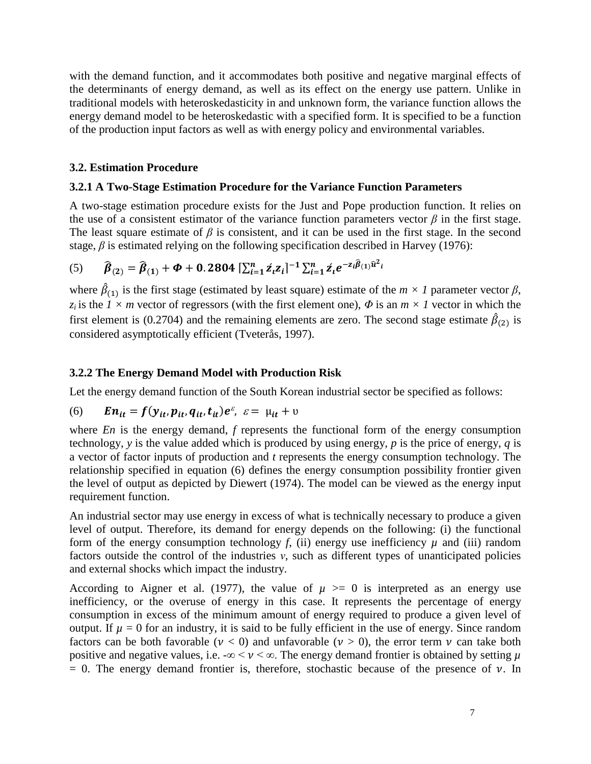with the demand function, and it accommodates both positive and negative marginal effects of the determinants of energy demand, as well as its effect on the energy use pattern. Unlike in traditional models with heteroskedasticity in and unknown form, the variance function allows the energy demand model to be heteroskedastic with a specified form. It is specified to be a function of the production input factors as well as with energy policy and environmental variables.

### 3.2. Estimation Procedure

#### 3.2.1 A Two-Stage Estimation Procedure for the Variance Function Parameters

A two-stage estimation procedure exists for the Just and Pope production function. It relies on the use of a consistent estimator of the variance function parameters vector $\beta$ in the first stage. The least square estimate of $\beta$ is consistent, and it can be used in the first stage. In the second stage, $\beta$ is estimated relying on the following specification described in Harvey (1976):

$$(5) \qquad \boldsymbol{\hat{\beta}_{(2)} = \hat{\beta}_{(1)} + \Phi + 0.2804\, [\textstyle\sum_{i=1}^{n} \acute{z}_i z_i]^{-1} \sum_{i=1}^{n} \acute{z}_i e^{-z_i \hat{\beta}_{(1)} \hat{u}^2{}_i}}$$

where $\hat{\beta}_{(1)}$ is the first stage (estimated by least square) estimate of the $m \times 1$ parameter vector $\beta$, $z_i$ is the $1 \times m$ vector of regressors (with the first element one), $\Phi$ is an $m \times 1$ vector in which the first element is (0.2704) and the remaining elements are zero. The second stage estimate $\hat{\beta}_{(2)}$ is considered asymptotically efficient (Tveterås, 1997).

#### 3.2.2 The Energy Demand Model with Production Risk

Let the energy demand function of the South Korean industrial sector be specified as follows:

$$(6) \qquad \boldsymbol{En_{it} = f(y_{it}, p_{it}, q_{it}, t_{it})e^{\varepsilon}}, \;\; \varepsilon = \mu_{it} + \upsilon$$

where *En* is the energy demand, *f* represents the functional form of the energy consumption technology, *y* is the value added which is produced by using energy, *p* is the price of energy, *q* is a vector of factor inputs of production and *t* represents the energy consumption technology. The relationship specified in equation (6) defines the energy consumption possibility frontier given the level of output as depicted by Diewert (1974). The model can be viewed as the energy input requirement function.

An industrial sector may use energy in excess of what is technically necessary to produce a given level of output. Therefore, its demand for energy depends on the following: (i) the functional form of the energy consumption technology *f*, (ii) energy use inefficiency $\mu$ and (iii) random factors outside the control of the industries $v$, such as different types of unanticipated policies and external shocks which impact the industry.

According to Aigner et al. (1977), the value of $\mu >= 0$ is interpreted as an energy use inefficiency, or the overuse of energy in this case. It represents the percentage of energy consumption in excess of the minimum amount of energy required to produce a given level of output. If $\mu = 0$ for an industry, it is said to be fully efficient in the use of energy. Since random factors can be both favorable ($\nu < 0$) and unfavorable ($\nu > 0$), the error term $\nu$ can take both positive and negative values, i.e. $-\infty < \nu < \infty$. The energy demand frontier is obtained by setting $\mu = 0$. The energy demand frontier is, therefore, stochastic because of the presence of $\nu$. In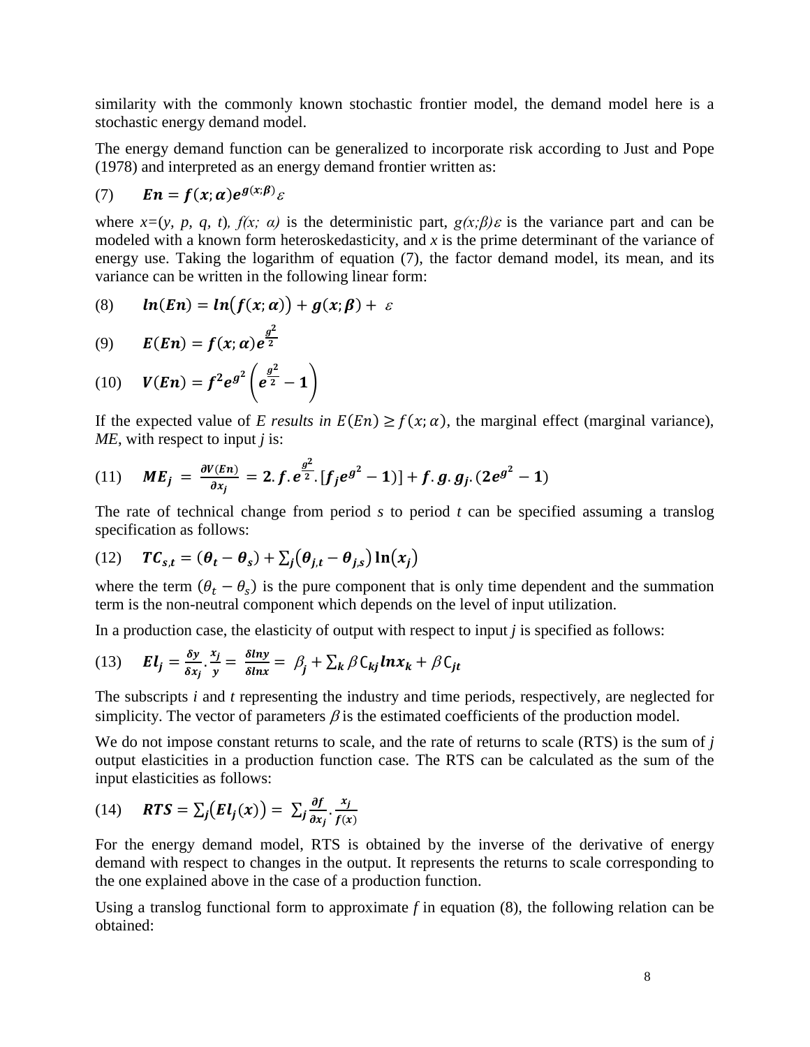similarity with the commonly known stochastic frontier model, the demand model here is a stochastic energy demand model.

The energy demand function can be generalized to incorporate risk according to Just and Pope (1978) and interpreted as an energy demand frontier written as:

$$(7) \qquad \boldsymbol{En = f(x;\alpha)e^{g(x;\beta)}}\varepsilon$$

where $x=(y, p, q, t)$, $f(x;\alpha)$ is the deterministic part, $g(x;\beta)\varepsilon$ is the variance part and can be modeled with a known form heteroskedasticity, and $x$ is the prime determinant of the variance of energy use. Taking the logarithm of equation (7), the factor demand model, its mean, and its variance can be written in the following linear form:

$$(8) \qquad \boldsymbol{ln(En) = ln\big(f(x;\alpha)\big) + g(x;\beta) +} \ \varepsilon$$

$$(9) \qquad \boldsymbol{E(En) = f(x;\alpha)e^{\frac{g^2}{2}}}$$

$$(10) \qquad \boldsymbol{V(En) = f^2 e^{g^2}\left(e^{\frac{g^2}{2}} - 1\right)}$$

If the expected value of *E results in* $E(En) \geq f(x;\alpha)$, the marginal effect (marginal variance), *ME*, with respect to input *j* is:

$$(11) \qquad \boldsymbol{ME_j = \frac{\partial V(En)}{\partial x_j} = 2.f.e^{\frac{g^2}{2}}.[f_j e^{g^2} - 1)] + f.g.g_j.(2e^{g^2} - 1)}$$

The rate of technical change from period *s* to period *t* can be specified assuming a translog specification as follows:

$$(12) \qquad \boldsymbol{TC_{s,t} = (\theta_t - \theta_s) + \sum_j \big(\theta_{j,t} - \theta_{j,s}\big)\ln\big(x_j\big)}$$

where the term $(\theta_t - \theta_s)$ is the pure component that is only time dependent and the summation term is the non-neutral component which depends on the level of input utilization.

In a production case, the elasticity of output with respect to input *j* is specified as follows:

$$(13) \qquad \boldsymbol{El_j = \frac{\delta y}{\delta x_j}.\frac{x_j}{y} = \frac{\delta lny}{\delta lnx} =} \ \beta_j + \sum_k \beta C_{kj} \boldsymbol{lnx_k} + \beta C_{jt}$$

The subscripts *i* and *t* representing the industry and time periods, respectively, are neglected for simplicity. The vector of parameters $\beta$ is the estimated coefficients of the production model.

We do not impose constant returns to scale, and the rate of returns to scale (RTS) is the sum of *j* output elasticities in a production function case. The RTS can be calculated as the sum of the input elasticities as follows:

$$(14) \qquad \boldsymbol{RTS = \sum_j \big(El_j(x)\big) = \sum_j \frac{\partial f}{\partial x_j}.\frac{x_j}{f(x)}}$$

For the energy demand model, RTS is obtained by the inverse of the derivative of energy demand with respect to changes in the output. It represents the returns to scale corresponding to the one explained above in the case of a production function.

Using a translog functional form to approximate *f* in equation (8), the following relation can be obtained: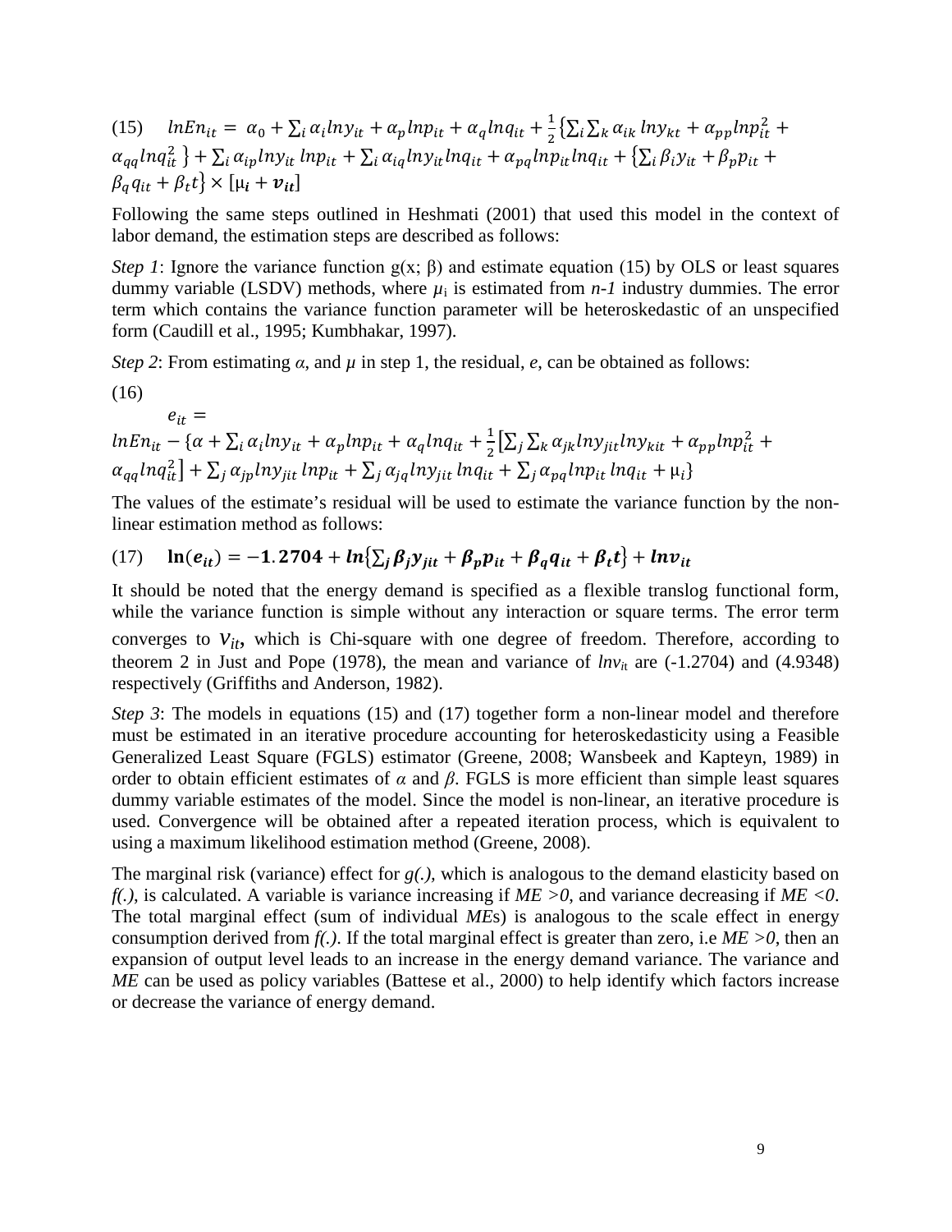$$(15) \quad lnEn_{it} = \alpha_0 + \sum_i \alpha_i lny_{it} + \alpha_p lnp_{it} + \alpha_q lnq_{it} + \frac{1}{2}\left\{\sum_i \sum_k \alpha_{ik} \, lny_{kt} + \alpha_{pp} lnp_{it}^2 + \alpha_{qq} lnq_{it}^2 \right\} + \sum_i \alpha_{ip} lny_{it} \, lnp_{it} + \sum_i \alpha_{iq} lny_{it} lnq_{it} + \alpha_{pq} lnp_{it} lnq_{it} + \left\{\sum_i \beta_i y_{it} + \beta_p p_{it} + \beta_q q_{it} + \beta_t t\right\} \times [\mu_i + \boldsymbol{v_{it}}]$$

Following the same steps outlined in Heshmati (2001) that used this model in the context of labor demand, the estimation steps are described as follows:

*Step 1*: Ignore the variance function g(x; β) and estimate equation (15) by OLS or least squares dummy variable (LSDV) methods, where $\mu_i$ is estimated from *n-1* industry dummies. The error term which contains the variance function parameter will be heteroskedastic of an unspecified form (Caudill et al., 1995; Kumbhakar, 1997).

*Step 2*: From estimating $\alpha$, and $\mu$ in step 1, the residual, *e*, can be obtained as follows:

(16)

$$e_{it} = lnEn_{it} - \{\alpha + \sum_i \alpha_i lny_{it} + \alpha_p lnp_{it} + \alpha_q lnq_{it} + \frac{1}{2}\left[\sum_j \sum_k \alpha_{jk} lny_{jit} lny_{kit} + \alpha_{pp} lnp_{it}^2 + \alpha_{qq} lnq_{it}^2\right] + \sum_j \alpha_{jp} lny_{jit} \, lnp_{it} + \sum_j \alpha_{jq} lny_{jit} \, lnq_{it} + \sum_j \alpha_{pq} lnp_{it} \, lnq_{it} + \mu_i\}$$

The values of the estimate's residual will be used to estimate the variance function by the non-linear estimation method as follows:

$$(17) \quad \mathbf{ln}(\boldsymbol{e_{it}}) = \mathbf{-1.2704} + \boldsymbol{ln}\left\{\sum_j \boldsymbol{\beta_j y_{jit}} + \boldsymbol{\beta_p p_{it}} + \boldsymbol{\beta_q q_{it}} + \boldsymbol{\beta_t t}\right\} + \boldsymbol{lnv_{it}}$$

It should be noted that the energy demand is specified as a flexible translog functional form, while the variance function is simple without any interaction or square terms. The error term converges to $v_{it}$, which is Chi-square with one degree of freedom. Therefore, according to theorem 2 in Just and Pope (1978), the mean and variance of $lnv_{it}$ are (-1.2704) and (4.9348) respectively (Griffiths and Anderson, 1982).

*Step 3*: The models in equations (15) and (17) together form a non-linear model and therefore must be estimated in an iterative procedure accounting for heteroskedasticity using a Feasible Generalized Least Square (FGLS) estimator (Greene, 2008; Wansbeek and Kapteyn, 1989) in order to obtain efficient estimates of $\alpha$ and $\beta$. FGLS is more efficient than simple least squares dummy variable estimates of the model. Since the model is non-linear, an iterative procedure is used. Convergence will be obtained after a repeated iteration process, which is equivalent to using a maximum likelihood estimation method (Greene, 2008).

The marginal risk (variance) effect for *g(.)*, which is analogous to the demand elasticity based on *f(.)*, is calculated. A variable is variance increasing if $ME > 0$, and variance decreasing if $ME < 0$. The total marginal effect (sum of individual *ME*s) is analogous to the scale effect in energy consumption derived from *f(.)*. If the total marginal effect is greater than zero, i.e $ME > 0$, then an expansion of output level leads to an increase in the energy demand variance. The variance and *ME* can be used as policy variables (Battese et al., 2000) to help identify which factors increase or decrease the variance of energy demand.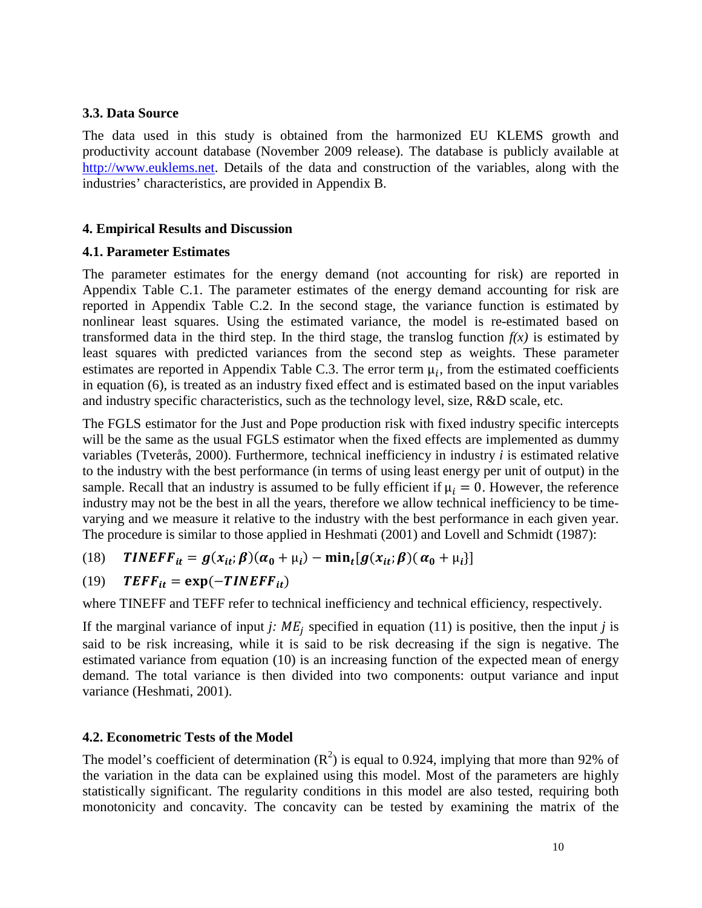### 3.3. Data Source

The data used in this study is obtained from the harmonized EU KLEMS growth and productivity account database (November 2009 release). The database is publicly available at http://www.euklems.net. Details of the data and construction of the variables, along with the industries' characteristics, are provided in Appendix B.

## 4. Empirical Results and Discussion

### 4.1. Parameter Estimates

The parameter estimates for the energy demand (not accounting for risk) are reported in Appendix Table C.1. The parameter estimates of the energy demand accounting for risk are reported in Appendix Table C.2. In the second stage, the variance function is estimated by nonlinear least squares. Using the estimated variance, the model is re-estimated based on transformed data in the third step. In the third stage, the translog function *f(x)* is estimated by least squares with predicted variances from the second step as weights. These parameter estimates are reported in Appendix Table C.3. The error term $\mu_i$, from the estimated coefficients in equation (6), is treated as an industry fixed effect and is estimated based on the input variables and industry specific characteristics, such as the technology level, size, R&D scale, etc.

The FGLS estimator for the Just and Pope production risk with fixed industry specific intercepts will be the same as the usual FGLS estimator when the fixed effects are implemented as dummy variables (Tveterås, 2000). Furthermore, technical inefficiency in industry *i* is estimated relative to the industry with the best performance (in terms of using least energy per unit of output) in the sample. Recall that an industry is assumed to be fully efficient if $\mu_i = 0$. However, the reference industry may not be the best in all the years, therefore we allow technical inefficiency to be time-varying and we measure it relative to the industry with the best performance in each given year. The procedure is similar to those applied in Heshmati (2001) and Lovell and Schmidt (1987):

$$(18) \quad \boldsymbol{TINEFF_{it} = g(x_{it};\beta)(\alpha_0 + \mu_i) - \min_t[g(x_{it};\beta)(\alpha_0 + \mu_i)]}$$

$$(19) \quad \boldsymbol{TEFF_{it} = \exp(-TINEFF_{it})}$$

where TINEFF and TEFF refer to technical inefficiency and technical efficiency, respectively.

If the marginal variance of input *j*: $ME_j$ specified in equation (11) is positive, then the input *j* is said to be risk increasing, while it is said to be risk decreasing if the sign is negative. The estimated variance from equation (10) is an increasing function of the expected mean of energy demand. The total variance is then divided into two components: output variance and input variance (Heshmati, 2001).

### 4.2. Econometric Tests of the Model

The model's coefficient of determination ($R^2$) is equal to 0.924, implying that more than 92% of the variation in the data can be explained using this model. Most of the parameters are highly statistically significant. The regularity conditions in this model are also tested, requiring both monotonicity and concavity. The concavity can be tested by examining the matrix of the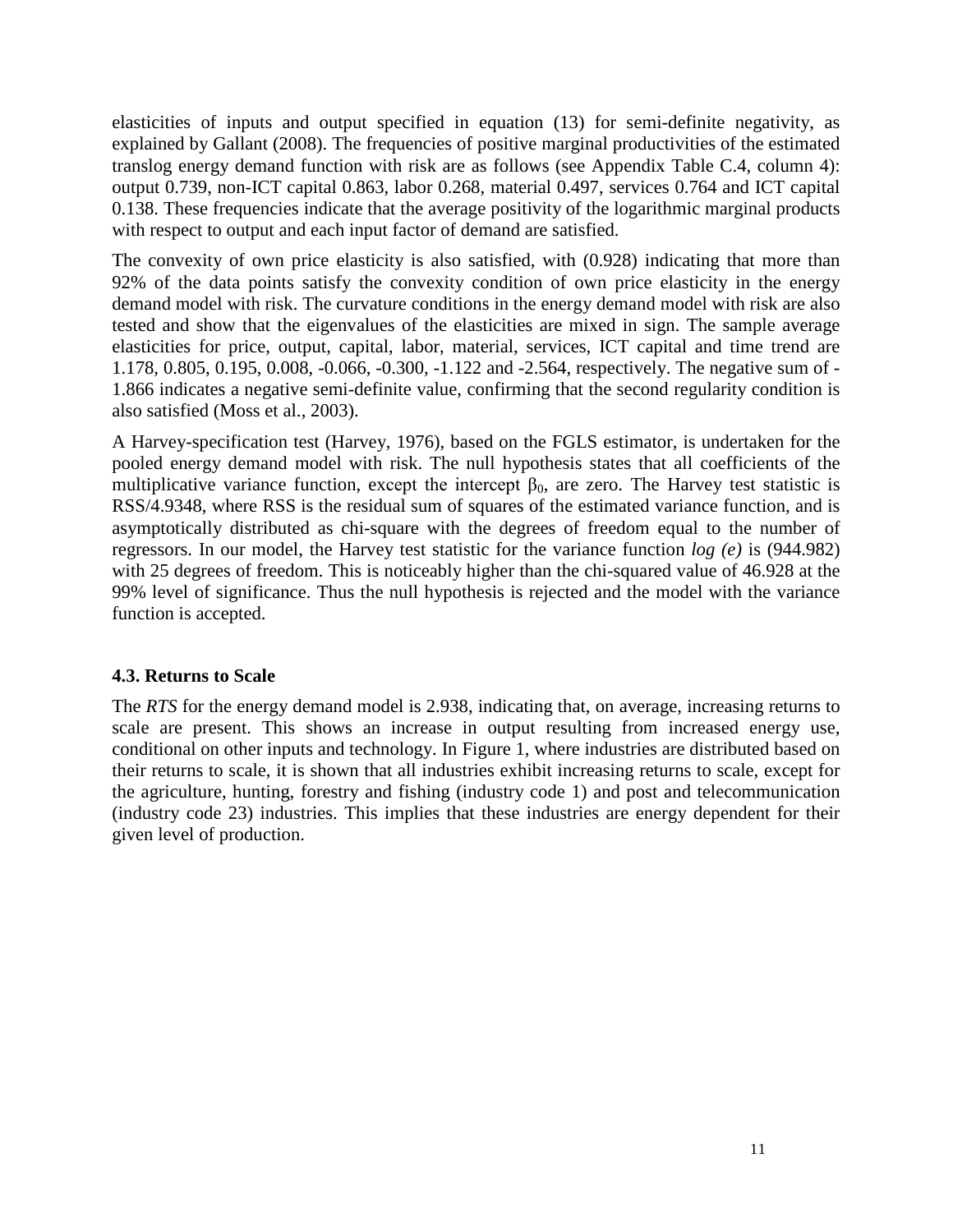elasticities of inputs and output specified in equation (13) for semi-definite negativity, as explained by Gallant (2008). The frequencies of positive marginal productivities of the estimated translog energy demand function with risk are as follows (see Appendix Table C.4, column 4): output 0.739, non-ICT capital 0.863, labor 0.268, material 0.497, services 0.764 and ICT capital 0.138. These frequencies indicate that the average positivity of the logarithmic marginal products with respect to output and each input factor of demand are satisfied.

The convexity of own price elasticity is also satisfied, with (0.928) indicating that more than 92% of the data points satisfy the convexity condition of own price elasticity in the energy demand model with risk. The curvature conditions in the energy demand model with risk are also tested and show that the eigenvalues of the elasticities are mixed in sign. The sample average elasticities for price, output, capital, labor, material, services, ICT capital and time trend are 1.178, 0.805, 0.195, 0.008, -0.066, -0.300, -1.122 and -2.564, respectively. The negative sum of -1.866 indicates a negative semi-definite value, confirming that the second regularity condition is also satisfied (Moss et al., 2003).

A Harvey-specification test (Harvey, 1976), based on the FGLS estimator, is undertaken for the pooled energy demand model with risk. The null hypothesis states that all coefficients of the multiplicative variance function, except the intercept $\beta_0$, are zero. The Harvey test statistic is RSS/4.9348, where RSS is the residual sum of squares of the estimated variance function, and is asymptotically distributed as chi-square with the degrees of freedom equal to the number of regressors. In our model, the Harvey test statistic for the variance function *log (e)* is (944.982) with 25 degrees of freedom. This is noticeably higher than the chi-squared value of 46.928 at the 99% level of significance. Thus the null hypothesis is rejected and the model with the variance function is accepted.

### 4.3. Returns to Scale

The *RTS* for the energy demand model is 2.938, indicating that, on average, increasing returns to scale are present. This shows an increase in output resulting from increased energy use, conditional on other inputs and technology. In Figure 1, where industries are distributed based on their returns to scale, it is shown that all industries exhibit increasing returns to scale, except for the agriculture, hunting, forestry and fishing (industry code 1) and post and telecommunication (industry code 23) industries. This implies that these industries are energy dependent for their given level of production.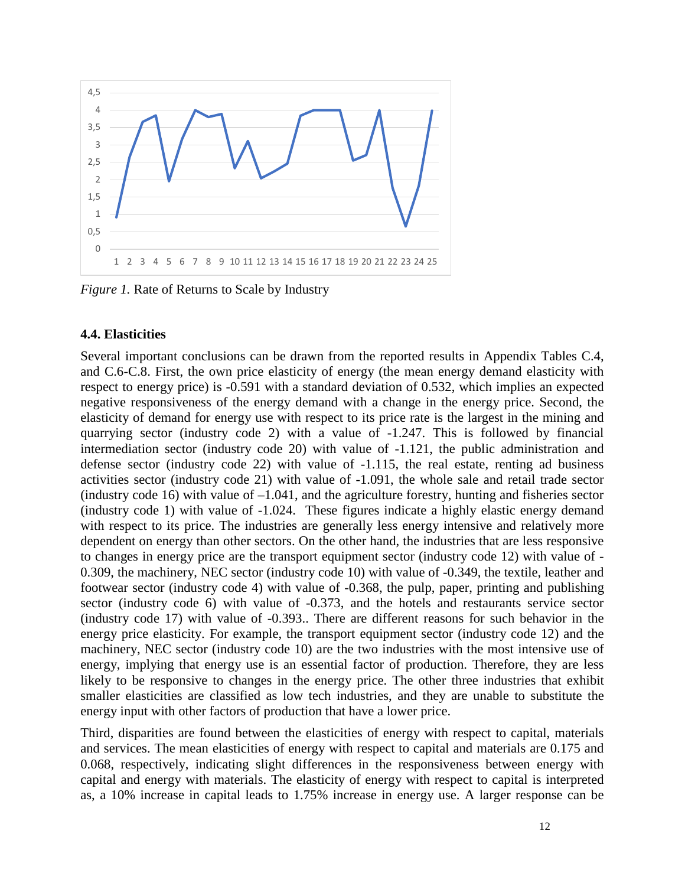*Figure 1.* Rate of Returns to Scale by Industry

### 4.4. Elasticities

Several important conclusions can be drawn from the reported results in Appendix Tables C.4, and C.6-C.8. First, the own price elasticity of energy (the mean energy demand elasticity with respect to energy price) is -0.591 with a standard deviation of 0.532, which implies an expected negative responsiveness of the energy demand with a change in the energy price. Second, the elasticity of demand for energy use with respect to its price rate is the largest in the mining and quarrying sector (industry code 2) with a value of -1.247. This is followed by financial intermediation sector (industry code 20) with value of -1.121, the public administration and defense sector (industry code 22) with value of -1.115, the real estate, renting ad business activities sector (industry code 21) with value of -1.091, the whole sale and retail trade sector (industry code 16) with value of –1.041, and the agriculture forestry, hunting and fisheries sector (industry code 1) with value of -1.024. These figures indicate a highly elastic energy demand with respect to its price. The industries are generally less energy intensive and relatively more dependent on energy than other sectors. On the other hand, the industries that are less responsive to changes in energy price are the transport equipment sector (industry code 12) with value of -0.309, the machinery, NEC sector (industry code 10) with value of -0.349, the textile, leather and footwear sector (industry code 4) with value of -0.368, the pulp, paper, printing and publishing sector (industry code 6) with value of -0.373, and the hotels and restaurants service sector (industry code 17) with value of -0.393.. There are different reasons for such behavior in the energy price elasticity. For example, the transport equipment sector (industry code 12) and the machinery, NEC sector (industry code 10) are the two industries with the most intensive use of energy, implying that energy use is an essential factor of production. Therefore, they are less likely to be responsive to changes in the energy price. The other three industries that exhibit smaller elasticities are classified as low tech industries, and they are unable to substitute the energy input with other factors of production that have a lower price.

Third, disparities are found between the elasticities of energy with respect to capital, materials and services. The mean elasticities of energy with respect to capital and materials are 0.175 and 0.068, respectively, indicating slight differences in the responsiveness between energy with capital and energy with materials. The elasticity of energy with respect to capital is interpreted as, a 10% increase in capital leads to 1.75% increase in energy use. A larger response can be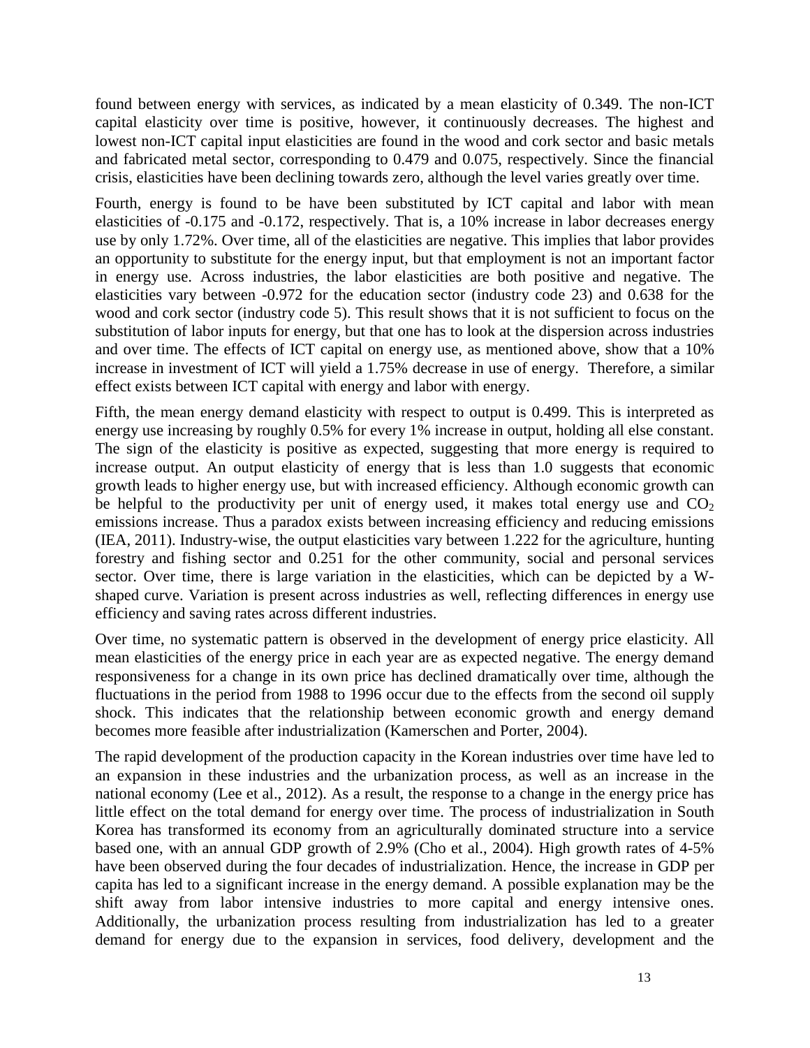found between energy with services, as indicated by a mean elasticity of 0.349. The non-ICT capital elasticity over time is positive, however, it continuously decreases. The highest and lowest non-ICT capital input elasticities are found in the wood and cork sector and basic metals and fabricated metal sector, corresponding to 0.479 and 0.075, respectively. Since the financial crisis, elasticities have been declining towards zero, although the level varies greatly over time.

Fourth, energy is found to be have been substituted by ICT capital and labor with mean elasticities of -0.175 and -0.172, respectively. That is, a 10% increase in labor decreases energy use by only 1.72%. Over time, all of the elasticities are negative. This implies that labor provides an opportunity to substitute for the energy input, but that employment is not an important factor in energy use. Across industries, the labor elasticities are both positive and negative. The elasticities vary between -0.972 for the education sector (industry code 23) and 0.638 for the wood and cork sector (industry code 5). This result shows that it is not sufficient to focus on the substitution of labor inputs for energy, but that one has to look at the dispersion across industries and over time. The effects of ICT capital on energy use, as mentioned above, show that a 10% increase in investment of ICT will yield a 1.75% decrease in use of energy. Therefore, a similar effect exists between ICT capital with energy and labor with energy.

Fifth, the mean energy demand elasticity with respect to output is 0.499. This is interpreted as energy use increasing by roughly 0.5% for every 1% increase in output, holding all else constant. The sign of the elasticity is positive as expected, suggesting that more energy is required to increase output. An output elasticity of energy that is less than 1.0 suggests that economic growth leads to higher energy use, but with increased efficiency. Although economic growth can be helpful to the productivity per unit of energy used, it makes total energy use and $CO_2$ emissions increase. Thus a paradox exists between increasing efficiency and reducing emissions (IEA, 2011). Industry-wise, the output elasticities vary between 1.222 for the agriculture, hunting forestry and fishing sector and 0.251 for the other community, social and personal services sector. Over time, there is large variation in the elasticities, which can be depicted by a W-shaped curve. Variation is present across industries as well, reflecting differences in energy use efficiency and saving rates across different industries.

Over time, no systematic pattern is observed in the development of energy price elasticity. All mean elasticities of the energy price in each year are as expected negative. The energy demand responsiveness for a change in its own price has declined dramatically over time, although the fluctuations in the period from 1988 to 1996 occur due to the effects from the second oil supply shock. This indicates that the relationship between economic growth and energy demand becomes more feasible after industrialization (Kamerschen and Porter, 2004).

The rapid development of the production capacity in the Korean industries over time have led to an expansion in these industries and the urbanization process, as well as an increase in the national economy (Lee et al., 2012). As a result, the response to a change in the energy price has little effect on the total demand for energy over time. The process of industrialization in South Korea has transformed its economy from an agriculturally dominated structure into a service based one, with an annual GDP growth of 2.9% (Cho et al., 2004). High growth rates of 4-5% have been observed during the four decades of industrialization. Hence, the increase in GDP per capita has led to a significant increase in the energy demand. A possible explanation may be the shift away from labor intensive industries to more capital and energy intensive ones. Additionally, the urbanization process resulting from industrialization has led to a greater demand for energy due to the expansion in services, food delivery, development and the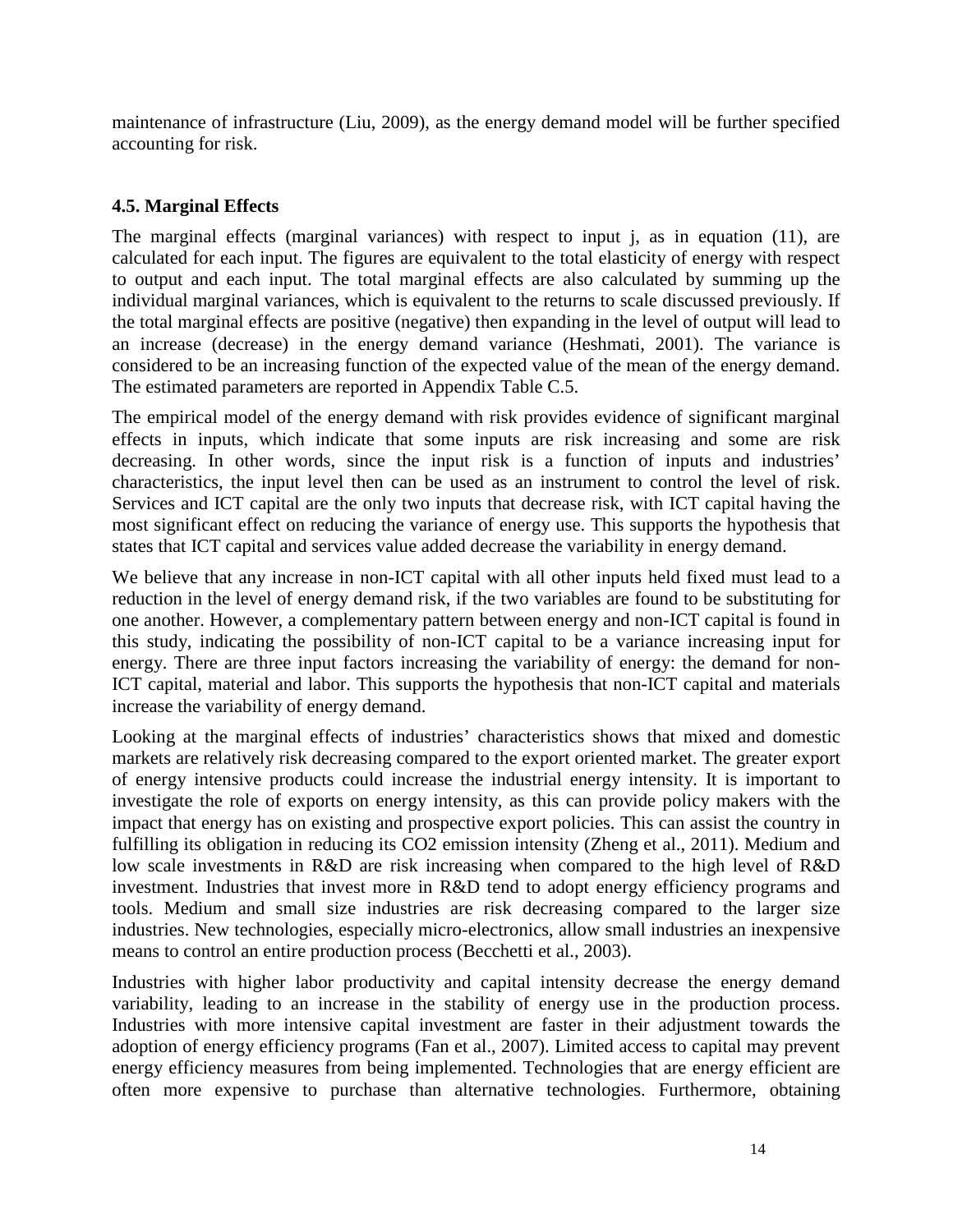maintenance of infrastructure (Liu, 2009), as the energy demand model will be further specified accounting for risk.

### 4.5. Marginal Effects

The marginal effects (marginal variances) with respect to input j, as in equation (11), are calculated for each input. The figures are equivalent to the total elasticity of energy with respect to output and each input. The total marginal effects are also calculated by summing up the individual marginal variances, which is equivalent to the returns to scale discussed previously. If the total marginal effects are positive (negative) then expanding in the level of output will lead to an increase (decrease) in the energy demand variance (Heshmati, 2001). The variance is considered to be an increasing function of the expected value of the mean of the energy demand. The estimated parameters are reported in Appendix Table C.5.

The empirical model of the energy demand with risk provides evidence of significant marginal effects in inputs, which indicate that some inputs are risk increasing and some are risk decreasing. In other words, since the input risk is a function of inputs and industries' characteristics, the input level then can be used as an instrument to control the level of risk. Services and ICT capital are the only two inputs that decrease risk, with ICT capital having the most significant effect on reducing the variance of energy use. This supports the hypothesis that states that ICT capital and services value added decrease the variability in energy demand.

We believe that any increase in non-ICT capital with all other inputs held fixed must lead to a reduction in the level of energy demand risk, if the two variables are found to be substituting for one another. However, a complementary pattern between energy and non-ICT capital is found in this study, indicating the possibility of non-ICT capital to be a variance increasing input for energy. There are three input factors increasing the variability of energy: the demand for non-ICT capital, material and labor. This supports the hypothesis that non-ICT capital and materials increase the variability of energy demand.

Looking at the marginal effects of industries' characteristics shows that mixed and domestic markets are relatively risk decreasing compared to the export oriented market. The greater export of energy intensive products could increase the industrial energy intensity. It is important to investigate the role of exports on energy intensity, as this can provide policy makers with the impact that energy has on existing and prospective export policies. This can assist the country in fulfilling its obligation in reducing its $CO_2$ emission intensity (Zheng et al., 2011). Medium and low scale investments in R&D are risk increasing when compared to the high level of R&D investment. Industries that invest more in R&D tend to adopt energy efficiency programs and tools. Medium and small size industries are risk decreasing compared to the larger size industries. New technologies, especially micro-electronics, allow small industries an inexpensive means to control an entire production process (Becchetti et al., 2003).

Industries with higher labor productivity and capital intensity decrease the energy demand variability, leading to an increase in the stability of energy use in the production process. Industries with more intensive capital investment are faster in their adjustment towards the adoption of energy efficiency programs (Fan et al., 2007). Limited access to capital may prevent energy efficiency measures from being implemented. Technologies that are energy efficient are often more expensive to purchase than alternative technologies. Furthermore, obtaining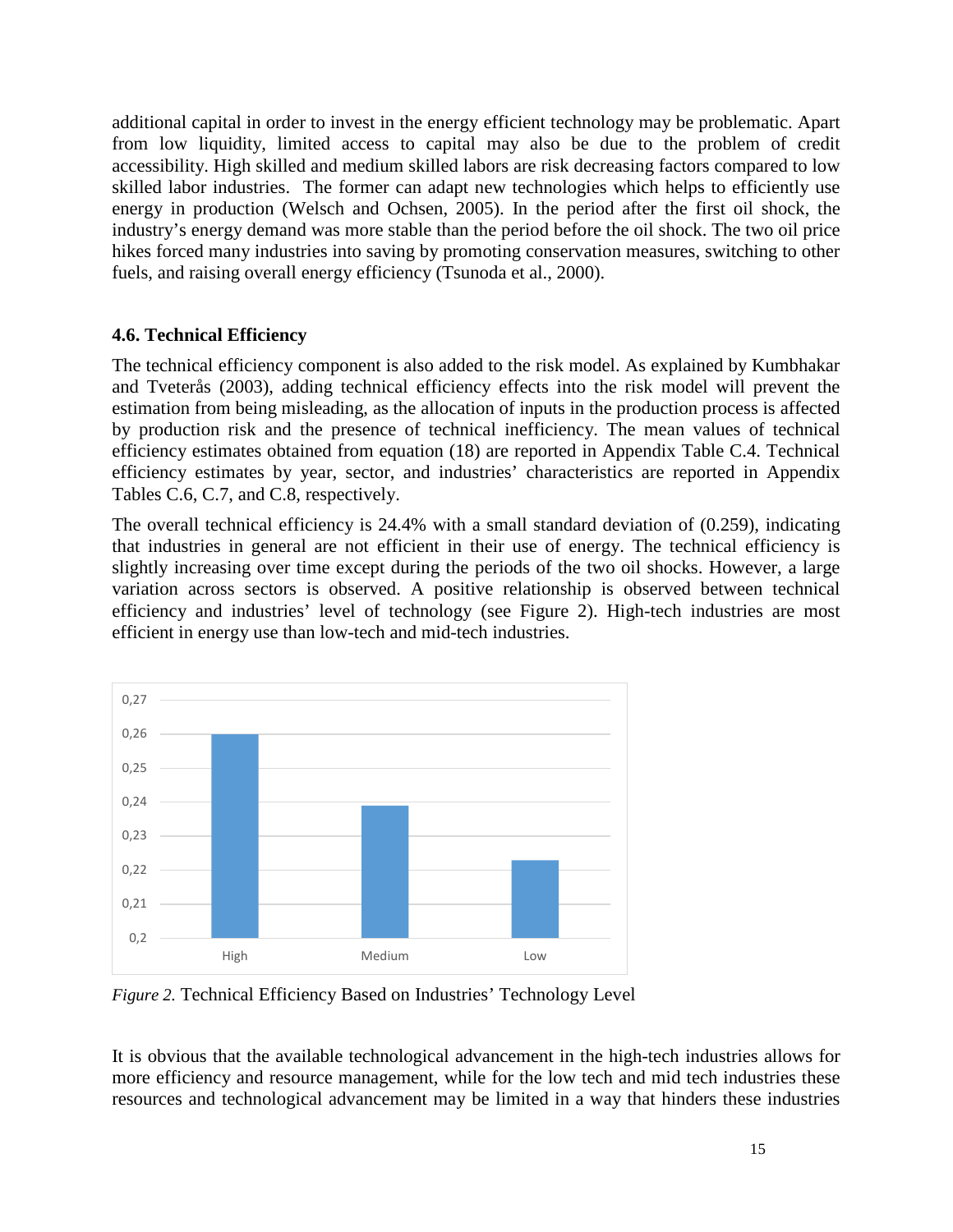additional capital in order to invest in the energy efficient technology may be problematic. Apart from low liquidity, limited access to capital may also be due to the problem of credit accessibility. High skilled and medium skilled labors are risk decreasing factors compared to low skilled labor industries. The former can adapt new technologies which helps to efficiently use energy in production (Welsch and Ochsen, 2005). In the period after the first oil shock, the industry's energy demand was more stable than the period before the oil shock. The two oil price hikes forced many industries into saving by promoting conservation measures, switching to other fuels, and raising overall energy efficiency (Tsunoda et al., 2000).

### 4.6. Technical Efficiency

The technical efficiency component is also added to the risk model. As explained by Kumbhakar and Tveterås (2003), adding technical efficiency effects into the risk model will prevent the estimation from being misleading, as the allocation of inputs in the production process is affected by production risk and the presence of technical inefficiency. The mean values of technical efficiency estimates obtained from equation (18) are reported in Appendix Table C.4. Technical efficiency estimates by year, sector, and industries' characteristics are reported in Appendix Tables C.6, C.7, and C.8, respectively.

The overall technical efficiency is 24.4% with a small standard deviation of (0.259), indicating that industries in general are not efficient in their use of energy. The technical efficiency is slightly increasing over time except during the periods of the two oil shocks. However, a large variation across sectors is observed. A positive relationship is observed between technical efficiency and industries' level of technology (see Figure 2). High-tech industries are most efficient in energy use than low-tech and mid-tech industries.

*Figure 2.* Technical Efficiency Based on Industries' Technology Level

It is obvious that the available technological advancement in the high-tech industries allows for more efficiency and resource management, while for the low tech and mid tech industries these resources and technological advancement may be limited in a way that hinders these industries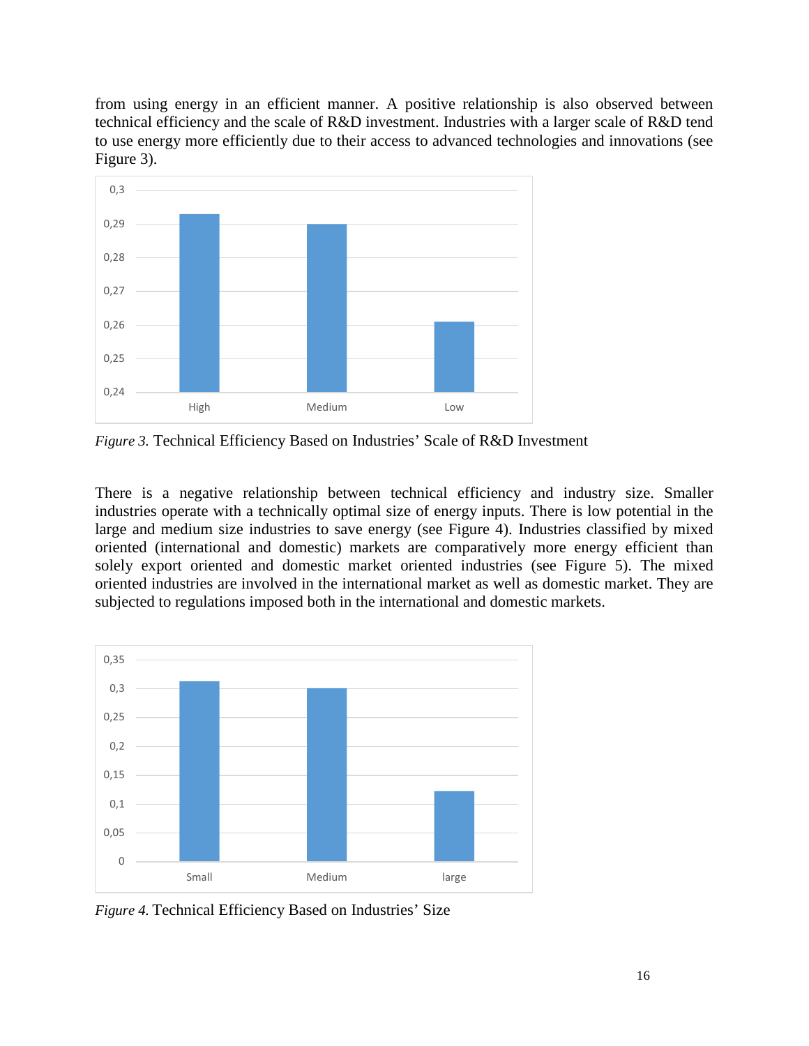from using energy in an efficient manner. A positive relationship is also observed between technical efficiency and the scale of R&D investment. Industries with a larger scale of R&D tend to use energy more efficiently due to their access to advanced technologies and innovations (see Figure 3).

*Figure 3.* Technical Efficiency Based on Industries' Scale of R&D Investment

There is a negative relationship between technical efficiency and industry size. Smaller industries operate with a technically optimal size of energy inputs. There is low potential in the large and medium size industries to save energy (see Figure 4). Industries classified by mixed oriented (international and domestic) markets are comparatively more energy efficient than solely export oriented and domestic market oriented industries (see Figure 5). The mixed oriented industries are involved in the international market as well as domestic market. They are subjected to regulations imposed both in the international and domestic markets.

*Figure 4.* Technical Efficiency Based on Industries' Size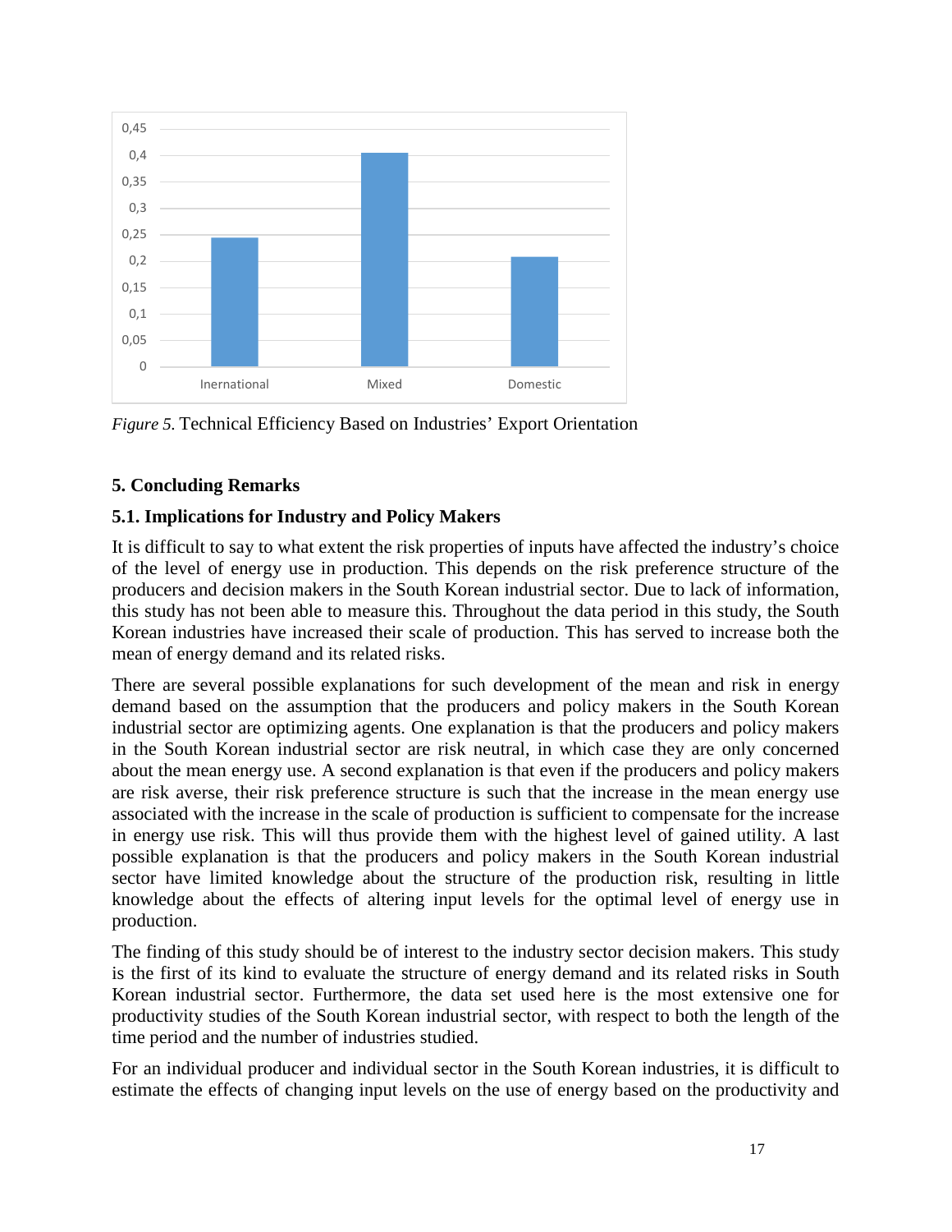*Figure 5.* Technical Efficiency Based on Industries' Export Orientation

## 5. Concluding Remarks

### 5.1. Implications for Industry and Policy Makers

It is difficult to say to what extent the risk properties of inputs have affected the industry's choice of the level of energy use in production. This depends on the risk preference structure of the producers and decision makers in the South Korean industrial sector. Due to lack of information, this study has not been able to measure this. Throughout the data period in this study, the South Korean industries have increased their scale of production. This has served to increase both the mean of energy demand and its related risks.

There are several possible explanations for such development of the mean and risk in energy demand based on the assumption that the producers and policy makers in the South Korean industrial sector are optimizing agents. One explanation is that the producers and policy makers in the South Korean industrial sector are risk neutral, in which case they are only concerned about the mean energy use. A second explanation is that even if the producers and policy makers are risk averse, their risk preference structure is such that the increase in the mean energy use associated with the increase in the scale of production is sufficient to compensate for the increase in energy use risk. This will thus provide them with the highest level of gained utility. A last possible explanation is that the producers and policy makers in the South Korean industrial sector have limited knowledge about the structure of the production risk, resulting in little knowledge about the effects of altering input levels for the optimal level of energy use in production.

The finding of this study should be of interest to the industry sector decision makers. This study is the first of its kind to evaluate the structure of energy demand and its related risks in South Korean industrial sector. Furthermore, the data set used here is the most extensive one for productivity studies of the South Korean industrial sector, with respect to both the length of the time period and the number of industries studied.

For an individual producer and individual sector in the South Korean industries, it is difficult to estimate the effects of changing input levels on the use of energy based on the productivity and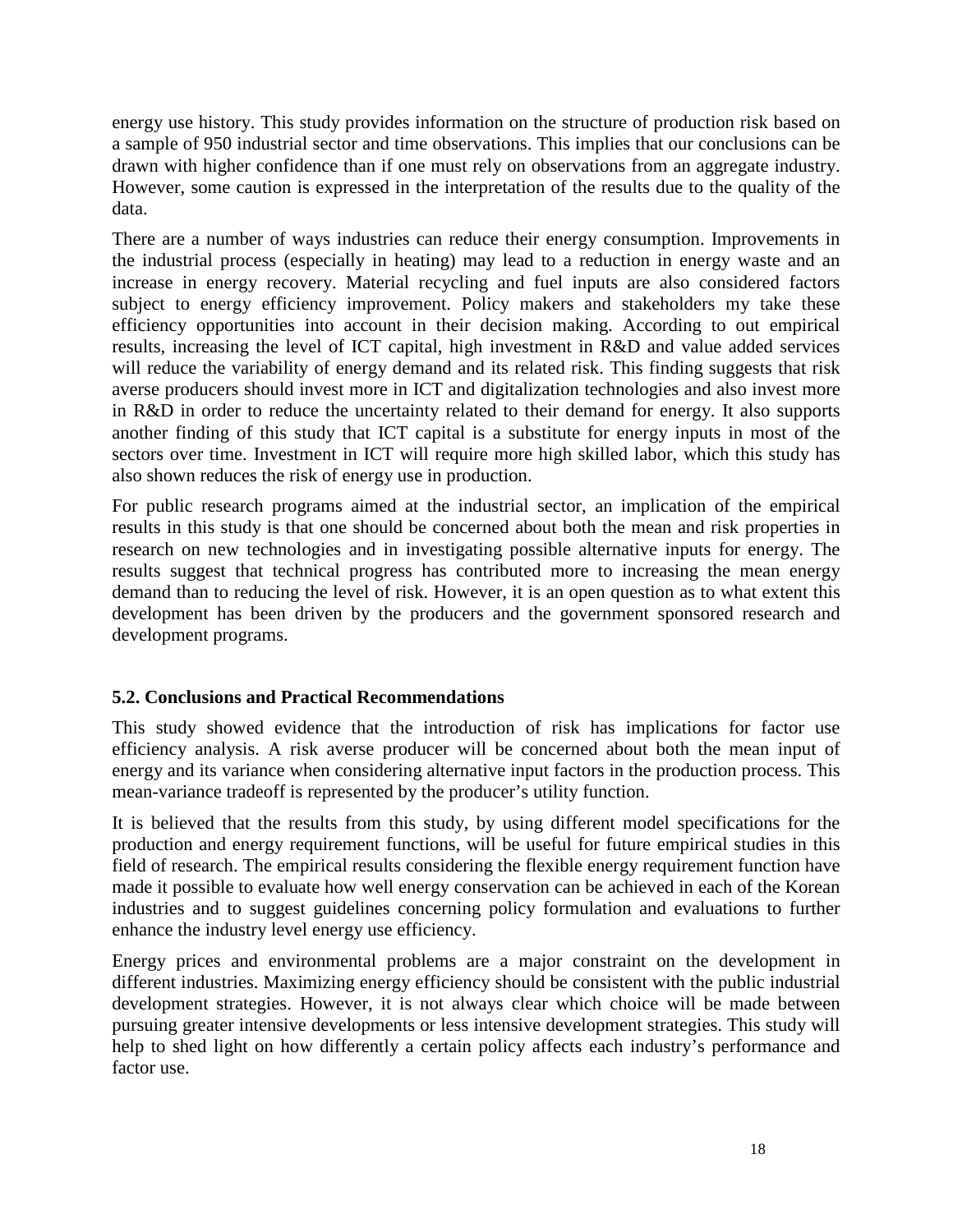energy use history. This study provides information on the structure of production risk based on a sample of 950 industrial sector and time observations. This implies that our conclusions can be drawn with higher confidence than if one must rely on observations from an aggregate industry. However, some caution is expressed in the interpretation of the results due to the quality of the data.

There are a number of ways industries can reduce their energy consumption. Improvements in the industrial process (especially in heating) may lead to a reduction in energy waste and an increase in energy recovery. Material recycling and fuel inputs are also considered factors subject to energy efficiency improvement. Policy makers and stakeholders my take these efficiency opportunities into account in their decision making. According to out empirical results, increasing the level of ICT capital, high investment in R&D and value added services will reduce the variability of energy demand and its related risk. This finding suggests that risk averse producers should invest more in ICT and digitalization technologies and also invest more in R&D in order to reduce the uncertainty related to their demand for energy. It also supports another finding of this study that ICT capital is a substitute for energy inputs in most of the sectors over time. Investment in ICT will require more high skilled labor, which this study has also shown reduces the risk of energy use in production.

For public research programs aimed at the industrial sector, an implication of the empirical results in this study is that one should be concerned about both the mean and risk properties in research on new technologies and in investigating possible alternative inputs for energy. The results suggest that technical progress has contributed more to increasing the mean energy demand than to reducing the level of risk. However, it is an open question as to what extent this development has been driven by the producers and the government sponsored research and development programs.

### 5.2. Conclusions and Practical Recommendations

This study showed evidence that the introduction of risk has implications for factor use efficiency analysis. A risk averse producer will be concerned about both the mean input of energy and its variance when considering alternative input factors in the production process. This mean-variance tradeoff is represented by the producer's utility function.

It is believed that the results from this study, by using different model specifications for the production and energy requirement functions, will be useful for future empirical studies in this field of research. The empirical results considering the flexible energy requirement function have made it possible to evaluate how well energy conservation can be achieved in each of the Korean industries and to suggest guidelines concerning policy formulation and evaluations to further enhance the industry level energy use efficiency.

Energy prices and environmental problems are a major constraint on the development in different industries. Maximizing energy efficiency should be consistent with the public industrial development strategies. However, it is not always clear which choice will be made between pursuing greater intensive developments or less intensive development strategies. This study will help to shed light on how differently a certain policy affects each industry's performance and factor use.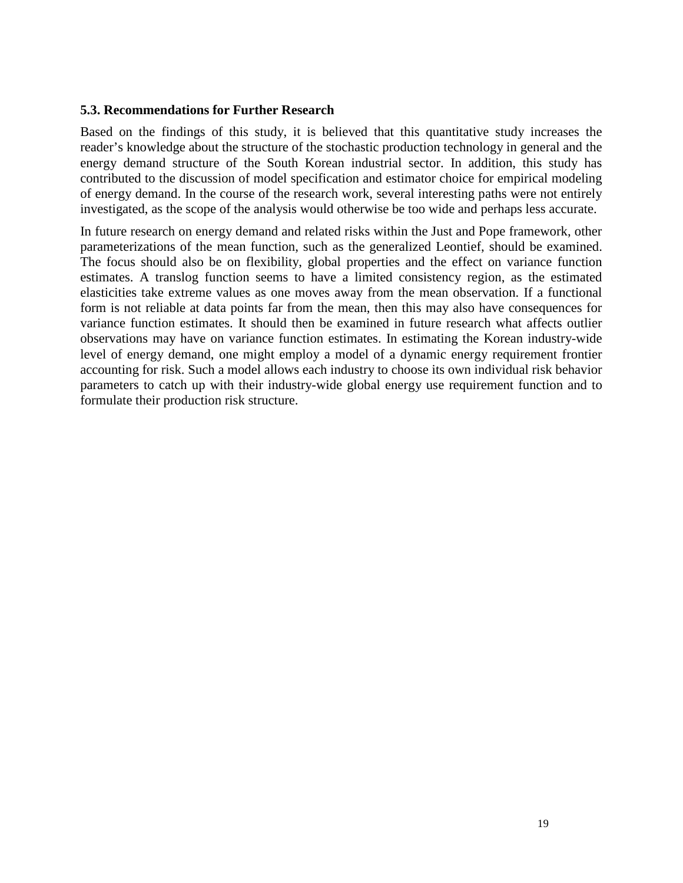### 5.3. Recommendations for Further Research

Based on the findings of this study, it is believed that this quantitative study increases the reader's knowledge about the structure of the stochastic production technology in general and the energy demand structure of the South Korean industrial sector. In addition, this study has contributed to the discussion of model specification and estimator choice for empirical modeling of energy demand. In the course of the research work, several interesting paths were not entirely investigated, as the scope of the analysis would otherwise be too wide and perhaps less accurate.

In future research on energy demand and related risks within the Just and Pope framework, other parameterizations of the mean function, such as the generalized Leontief, should be examined. The focus should also be on flexibility, global properties and the effect on variance function estimates. A translog function seems to have a limited consistency region, as the estimated elasticities take extreme values as one moves away from the mean observation. If a functional form is not reliable at data points far from the mean, then this may also have consequences for variance function estimates. It should then be examined in future research what affects outlier observations may have on variance function estimates. In estimating the Korean industry-wide level of energy demand, one might employ a model of a dynamic energy requirement frontier accounting for risk. Such a model allows each industry to choose its own individual risk behavior parameters to catch up with their industry-wide global energy use requirement function and to formulate their production risk structure.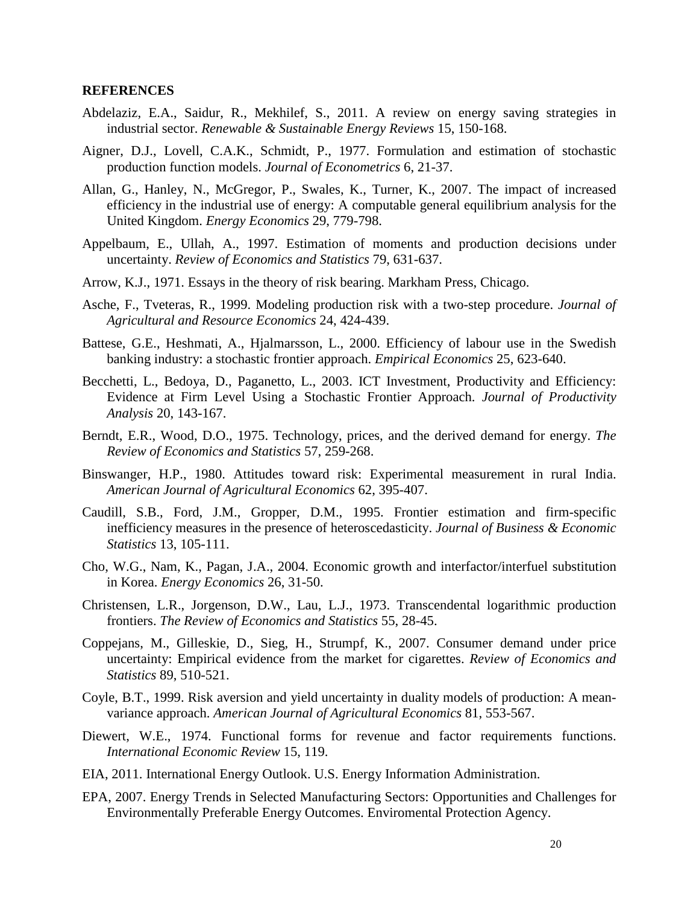**REFERENCES**

Abdelaziz, E.A., Saidur, R., Mekhilef, S., 2011. A review on energy saving strategies in industrial sector. *Renewable & Sustainable Energy Reviews* 15, 150-168.

Aigner, D.J., Lovell, C.A.K., Schmidt, P., 1977. Formulation and estimation of stochastic production function models. *Journal of Econometrics* 6, 21-37.

Allan, G., Hanley, N., McGregor, P., Swales, K., Turner, K., 2007. The impact of increased efficiency in the industrial use of energy: A computable general equilibrium analysis for the United Kingdom. *Energy Economics* 29, 779-798.

Appelbaum, E., Ullah, A., 1997. Estimation of moments and production decisions under uncertainty. *Review of Economics and Statistics* 79, 631-637.

Arrow, K.J., 1971. Essays in the theory of risk bearing. Markham Press, Chicago.

Asche, F., Tveteras, R., 1999. Modeling production risk with a two-step procedure. *Journal of Agricultural and Resource Economics* 24, 424-439.

Battese, G.E., Heshmati, A., Hjalmarsson, L., 2000. Efficiency of labour use in the Swedish banking industry: a stochastic frontier approach. *Empirical Economics* 25, 623-640.

Becchetti, L., Bedoya, D., Paganetto, L., 2003. ICT Investment, Productivity and Efficiency: Evidence at Firm Level Using a Stochastic Frontier Approach. *Journal of Productivity Analysis* 20, 143-167.

Berndt, E.R., Wood, D.O., 1975. Technology, prices, and the derived demand for energy. *The Review of Economics and Statistics* 57, 259-268.

Binswanger, H.P., 1980. Attitudes toward risk: Experimental measurement in rural India. *American Journal of Agricultural Economics* 62, 395-407.

Caudill, S.B., Ford, J.M., Gropper, D.M., 1995. Frontier estimation and firm-specific inefficiency measures in the presence of heteroscedasticity. *Journal of Business & Economic Statistics* 13, 105-111.

Cho, W.G., Nam, K., Pagan, J.A., 2004. Economic growth and interfactor/interfuel substitution in Korea. *Energy Economics* 26, 31-50.

Christensen, L.R., Jorgenson, D.W., Lau, L.J., 1973. Transcendental logarithmic production frontiers. *The Review of Economics and Statistics* 55, 28-45.

Coppejans, M., Gilleskie, D., Sieg, H., Strumpf, K., 2007. Consumer demand under price uncertainty: Empirical evidence from the market for cigarettes. *Review of Economics and Statistics* 89, 510-521.

Coyle, B.T., 1999. Risk aversion and yield uncertainty in duality models of production: A mean-variance approach. *American Journal of Agricultural Economics* 81, 553-567.

Diewert, W.E., 1974. Functional forms for revenue and factor requirements functions. *International Economic Review* 15, 119.

EIA, 2011. International Energy Outlook. U.S. Energy Information Administration.

EPA, 2007. Energy Trends in Selected Manufacturing Sectors: Opportunities and Challenges for Environmentally Preferable Energy Outcomes. Enviromental Protection Agency.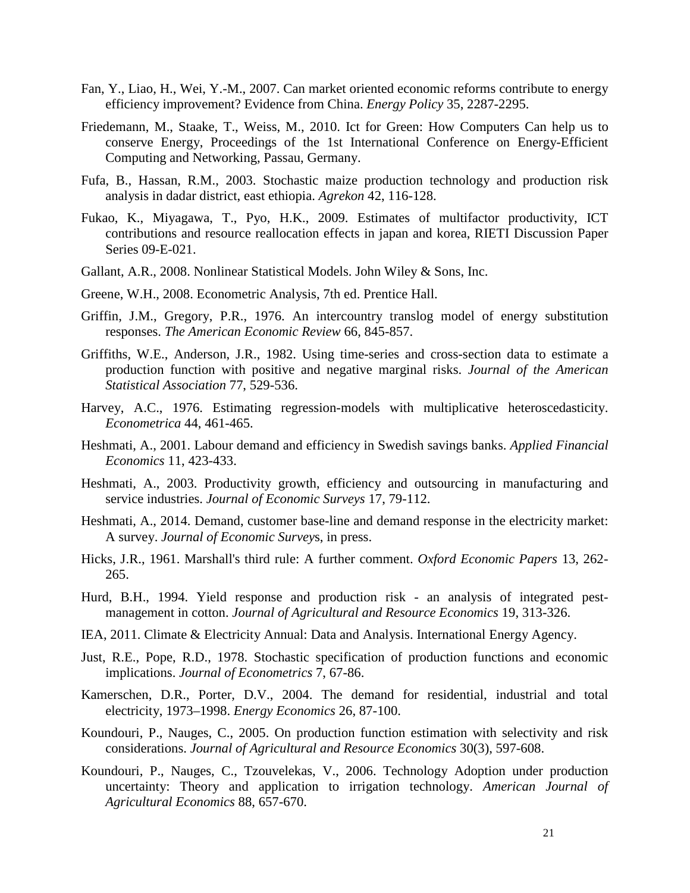Fan, Y., Liao, H., Wei, Y.-M., 2007. Can market oriented economic reforms contribute to energy efficiency improvement? Evidence from China. *Energy Policy* 35, 2287-2295.

Friedemann, M., Staake, T., Weiss, M., 2010. Ict for Green: How Computers Can help us to conserve Energy, Proceedings of the 1st International Conference on Energy-Efficient Computing and Networking, Passau, Germany.

Fufa, B., Hassan, R.M., 2003. Stochastic maize production technology and production risk analysis in dadar district, east ethiopia. *Agrekon* 42, 116-128.

Fukao, K., Miyagawa, T., Pyo, H.K., 2009. Estimates of multifactor productivity, ICT contributions and resource reallocation effects in japan and korea, RIETI Discussion Paper Series 09-E-021.

Gallant, A.R., 2008. Nonlinear Statistical Models. John Wiley & Sons, Inc.

Greene, W.H., 2008. Econometric Analysis, 7th ed. Prentice Hall.

Griffin, J.M., Gregory, P.R., 1976. An intercountry translog model of energy substitution responses. *The American Economic Review* 66, 845-857.

Griffiths, W.E., Anderson, J.R., 1982. Using time-series and cross-section data to estimate a production function with positive and negative marginal risks. *Journal of the American Statistical Association* 77, 529-536.

Harvey, A.C., 1976. Estimating regression-models with multiplicative heteroscedasticity. *Econometrica* 44, 461-465.

Heshmati, A., 2001. Labour demand and efficiency in Swedish savings banks. *Applied Financial Economics* 11, 423-433.

Heshmati, A., 2003. Productivity growth, efficiency and outsourcing in manufacturing and service industries. *Journal of Economic Surveys* 17, 79-112.

Heshmati, A., 2014. Demand, customer base-line and demand response in the electricity market: A survey. *Journal of Economic Survey*s, in press.

Hicks, J.R., 1961. Marshall's third rule: A further comment. *Oxford Economic Papers* 13, 262-265.

Hurd, B.H., 1994. Yield response and production risk - an analysis of integrated pest-management in cotton. *Journal of Agricultural and Resource Economics* 19, 313-326.

IEA, 2011. Climate & Electricity Annual: Data and Analysis. International Energy Agency.

Just, R.E., Pope, R.D., 1978. Stochastic specification of production functions and economic implications. *Journal of Econometrics* 7, 67-86.

Kamerschen, D.R., Porter, D.V., 2004. The demand for residential, industrial and total electricity, 1973–1998. *Energy Economics* 26, 87-100.

Koundouri, P., Nauges, C., 2005. On production function estimation with selectivity and risk considerations. *Journal of Agricultural and Resource Economics* 30(3), 597-608.

Koundouri, P., Nauges, C., Tzouvelekas, V., 2006. Technology Adoption under production uncertainty: Theory and application to irrigation technology. *American Journal of Agricultural Economics* 88, 657-670.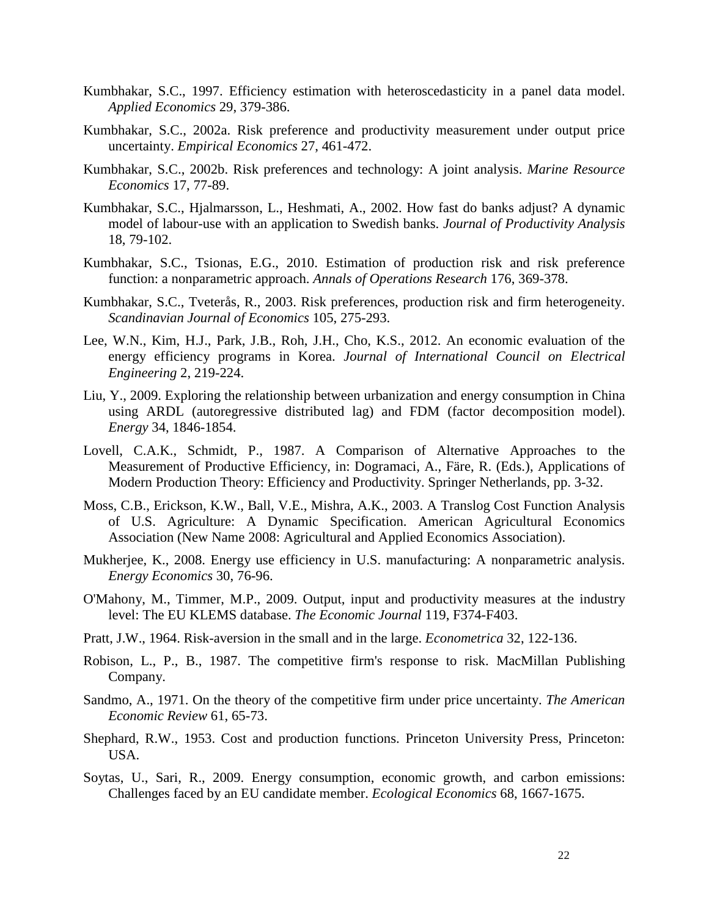Kumbhakar, S.C., 1997. Efficiency estimation with heteroscedasticity in a panel data model. *Applied Economics* 29, 379-386.

Kumbhakar, S.C., 2002a. Risk preference and productivity measurement under output price uncertainty. *Empirical Economics* 27, 461-472.

Kumbhakar, S.C., 2002b. Risk preferences and technology: A joint analysis. *Marine Resource Economics* 17, 77-89.

Kumbhakar, S.C., Hjalmarsson, L., Heshmati, A., 2002. How fast do banks adjust? A dynamic model of labour-use with an application to Swedish banks. *Journal of Productivity Analysis* 18, 79-102.

Kumbhakar, S.C., Tsionas, E.G., 2010. Estimation of production risk and risk preference function: a nonparametric approach. *Annals of Operations Research* 176, 369-378.

Kumbhakar, S.C., Tveterås, R., 2003. Risk preferences, production risk and firm heterogeneity. *Scandinavian Journal of Economics* 105, 275-293.

Lee, W.N., Kim, H.J., Park, J.B., Roh, J.H., Cho, K.S., 2012. An economic evaluation of the energy efficiency programs in Korea. *Journal of International Council on Electrical Engineering* 2, 219-224.

Liu, Y., 2009. Exploring the relationship between urbanization and energy consumption in China using ARDL (autoregressive distributed lag) and FDM (factor decomposition model). *Energy* 34, 1846-1854.

Lovell, C.A.K., Schmidt, P., 1987. A Comparison of Alternative Approaches to the Measurement of Productive Efficiency, in: Dogramaci, A., Färe, R. (Eds.), Applications of Modern Production Theory: Efficiency and Productivity. Springer Netherlands, pp. 3-32.

Moss, C.B., Erickson, K.W., Ball, V.E., Mishra, A.K., 2003. A Translog Cost Function Analysis of U.S. Agriculture: A Dynamic Specification. American Agricultural Economics Association (New Name 2008: Agricultural and Applied Economics Association).

Mukherjee, K., 2008. Energy use efficiency in U.S. manufacturing: A nonparametric analysis. *Energy Economics* 30, 76-96.

O'Mahony, M., Timmer, M.P., 2009. Output, input and productivity measures at the industry level: The EU KLEMS database. *The Economic Journal* 119, F374-F403.

Pratt, J.W., 1964. Risk-aversion in the small and in the large. *Econometrica* 32, 122-136.

Robison, L., P., B., 1987. The competitive firm's response to risk. MacMillan Publishing Company.

Sandmo, A., 1971. On the theory of the competitive firm under price uncertainty. *The American Economic Review* 61, 65-73.

Shephard, R.W., 1953. Cost and production functions. Princeton University Press, Princeton: USA.

Soytas, U., Sari, R., 2009. Energy consumption, economic growth, and carbon emissions: Challenges faced by an EU candidate member. *Ecological Economics* 68, 1667-1675.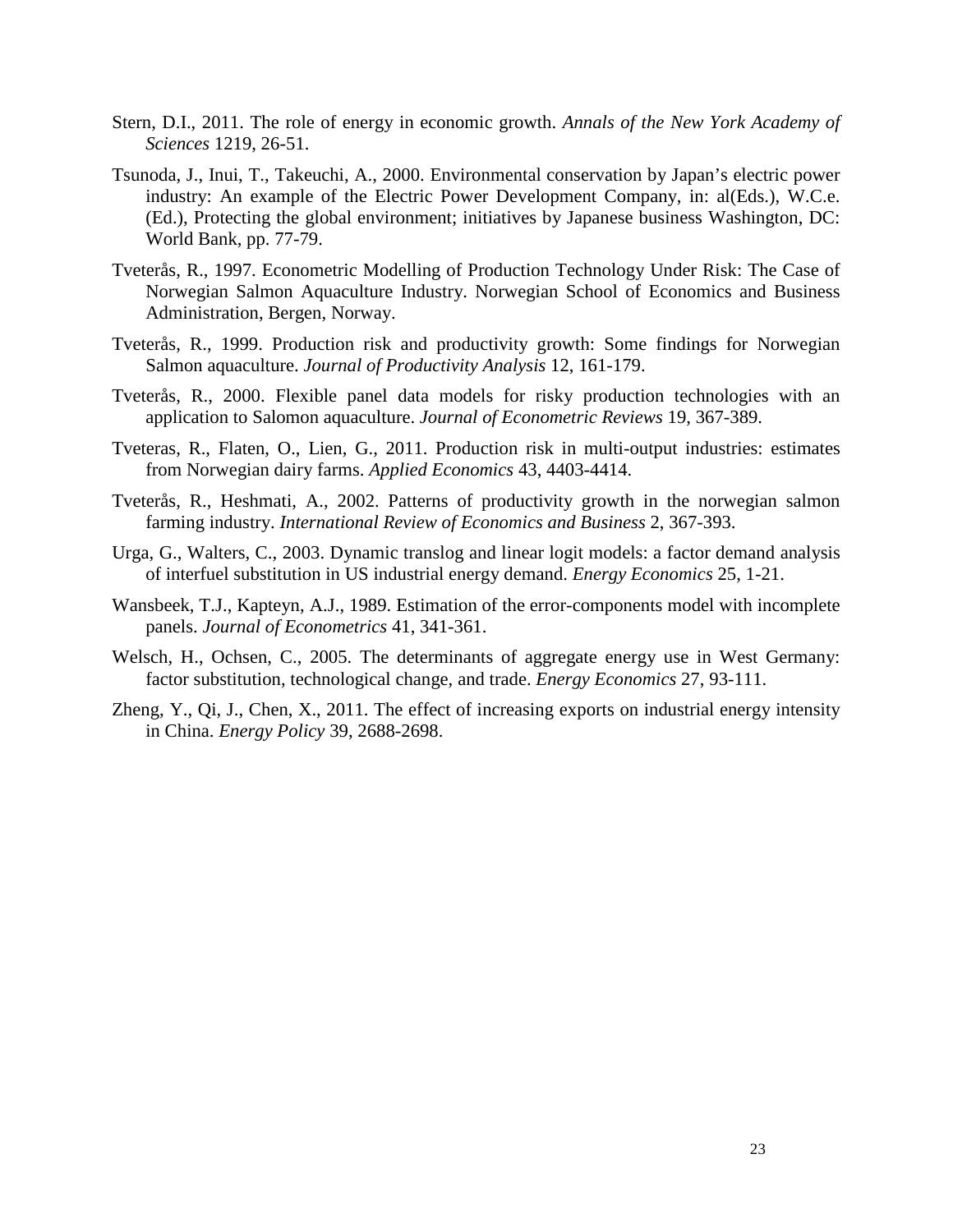Stern, D.I., 2011. The role of energy in economic growth. *Annals of the New York Academy of Sciences* 1219, 26-51.

Tsunoda, J., Inui, T., Takeuchi, A., 2000. Environmental conservation by Japan's electric power industry: An example of the Electric Power Development Company, in: al(Eds.), W.C.e. (Ed.), Protecting the global environment; initiatives by Japanese business Washington, DC: World Bank, pp. 77-79.

Tveterås, R., 1997. Econometric Modelling of Production Technology Under Risk: The Case of Norwegian Salmon Aquaculture Industry. Norwegian School of Economics and Business Administration, Bergen, Norway.

Tveterås, R., 1999. Production risk and productivity growth: Some findings for Norwegian Salmon aquaculture. *Journal of Productivity Analysis* 12, 161-179.

Tveterås, R., 2000. Flexible panel data models for risky production technologies with an application to Salomon aquaculture. *Journal of Econometric Reviews* 19, 367-389.

Tveteras, R., Flaten, O., Lien, G., 2011. Production risk in multi-output industries: estimates from Norwegian dairy farms. *Applied Economics* 43, 4403-4414.

Tveterås, R., Heshmati, A., 2002. Patterns of productivity growth in the norwegian salmon farming industry. *International Review of Economics and Business* 2, 367-393.

Urga, G., Walters, C., 2003. Dynamic translog and linear logit models: a factor demand analysis of interfuel substitution in US industrial energy demand. *Energy Economics* 25, 1-21.

Wansbeek, T.J., Kapteyn, A.J., 1989. Estimation of the error-components model with incomplete panels. *Journal of Econometrics* 41, 341-361.

Welsch, H., Ochsen, C., 2005. The determinants of aggregate energy use in West Germany: factor substitution, technological change, and trade. *Energy Economics* 27, 93-111.

Zheng, Y., Qi, J., Chen, X., 2011. The effect of increasing exports on industrial energy intensity in China. *Energy Policy* 39, 2688-2698.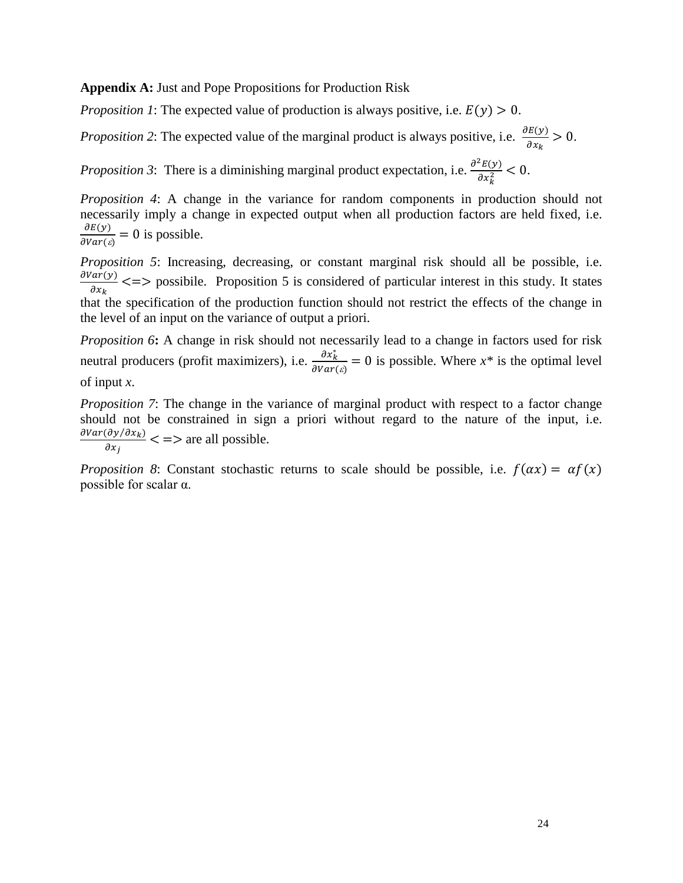**Appendix A:** Just and Pope Propositions for Production Risk

*Proposition 1*: The expected value of production is always positive, i.e. $E(y) > 0$.

*Proposition 2*: The expected value of the marginal product is always positive, i.e. $\frac{\partial E(y)}{\partial x_k} > 0$.

*Proposition 3*: There is a diminishing marginal product expectation, i.e. $\frac{\partial^2 E(y)}{\partial x_k^2} < 0$.

*Proposition 4*: A change in the variance for random components in production should not necessarily imply a change in expected output when all production factors are held fixed, i.e. $\frac{\partial E(y)}{\partial Var(\varepsilon)} = 0$ is possible.

*Proposition 5*: Increasing, decreasing, or constant marginal risk should all be possible, i.e. $\frac{\partial Var(y)}{\partial x_k} <=>$ possibile. Proposition 5 is considered of particular interest in this study. It states that the specification of the production function should not restrict the effects of the change in the level of an input on the variance of output a priori.

*Proposition 6*: A change in risk should not necessarily lead to a change in factors used for risk neutral producers (profit maximizers), i.e. $\frac{\partial x_k^*}{\partial Var(\varepsilon)} = 0$ is possible. Where $x^*$ is the optimal level of input $x$.

*Proposition 7*: The change in the variance of marginal product with respect to a factor change should not be constrained in sign a priori without regard to the nature of the input, i.e. $\frac{\partial Var(\partial y/\partial x_k)}{\partial x_j} <=>$ are all possible.

*Proposition 8*: Constant stochastic returns to scale should be possible, i.e. $f(\alpha x) = \alpha f(x)$ possible for scalar α.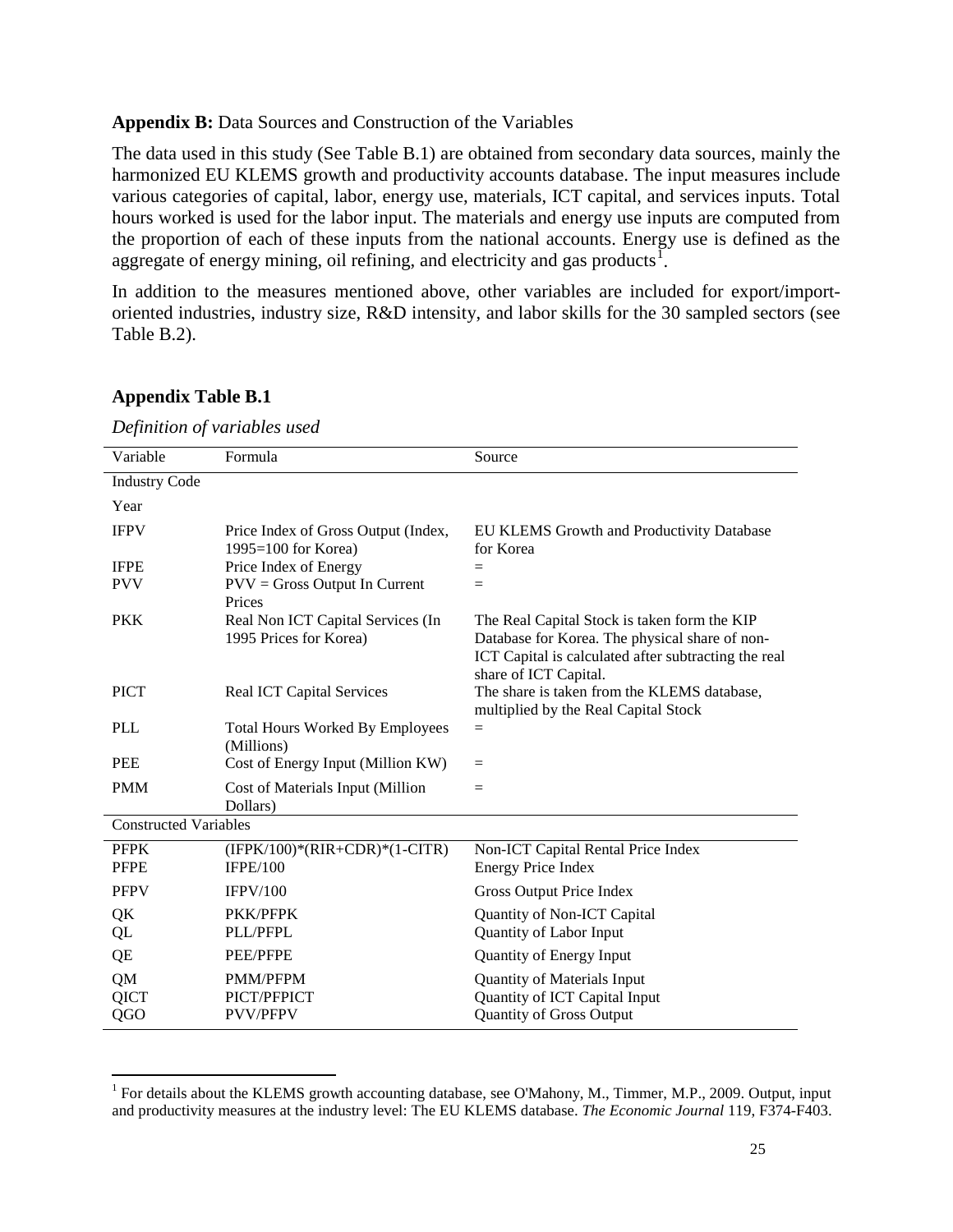**Appendix B:** Data Sources and Construction of the Variables

The data used in this study (See Table B.1) are obtained from secondary data sources, mainly the harmonized EU KLEMS growth and productivity accounts database. The input measures include various categories of capital, labor, energy use, materials, ICT capital, and services inputs. Total hours worked is used for the labor input. The materials and energy use inputs are computed from the proportion of each of these inputs from the national accounts. Energy use is defined as the aggregate of energy mining, oil refining, and electricity and gas products[1].

In addition to the measures mentioned above, other variables are included for export/import-oriented industries, industry size, R&D intensity, and labor skills for the 30 sampled sectors (see Table B.2).

## Appendix Table B.1

*Definition of variables used*

| Variable | Formula | Source |
|---|---|---|
| Industry Code | | |
| Year | | |
| IFPV | Price Index of Gross Output (Index, 1995=100 for Korea) | EU KLEMS Growth and Productivity Database for Korea |
| IFPE | Price Index of Energy | = |
| PVV | PVV = Gross Output In Current Prices | = |
| PKK | Real Non ICT Capital Services (In 1995 Prices for Korea) | The Real Capital Stock is taken form the KIP Database for Korea. The physical share of non-ICT Capital is calculated after subtracting the real share of ICT Capital. |
| PICT | Real ICT Capital Services | The share is taken from the KLEMS database, multiplied by the Real Capital Stock |
| PLL | Total Hours Worked By Employees (Millions) | = |
| PEE | Cost of Energy Input (Million KW) | = |
| PMM | Cost of Materials Input (Million Dollars) | = |
| Constructed Variables | | |
| PFPK | (IFPK/100)*(RIR+CDR)*(1-CITR) | Non-ICT Capital Rental Price Index |
| PFPE | IFPE/100 | Energy Price Index |
| PFPV | IFPV/100 | Gross Output Price Index |
| QK | PKK/PFPK | Quantity of Non-ICT Capital |
| QL | PLL/PFPL | Quantity of Labor Input |
| QE | PEE/PFPE | Quantity of Energy Input |
| QM | PMM/PFPM | Quantity of Materials Input |
| QICT | PICT/PFPICT | Quantity of ICT Capital Input |
| QGO | PVV/PFPV | Quantity of Gross Output |

[1] For details about the KLEMS growth accounting database, see O'Mahony, M., Timmer, M.P., 2009. Output, input and productivity measures at the industry level: The EU KLEMS database. *The Economic Journal* 119, F374-F403.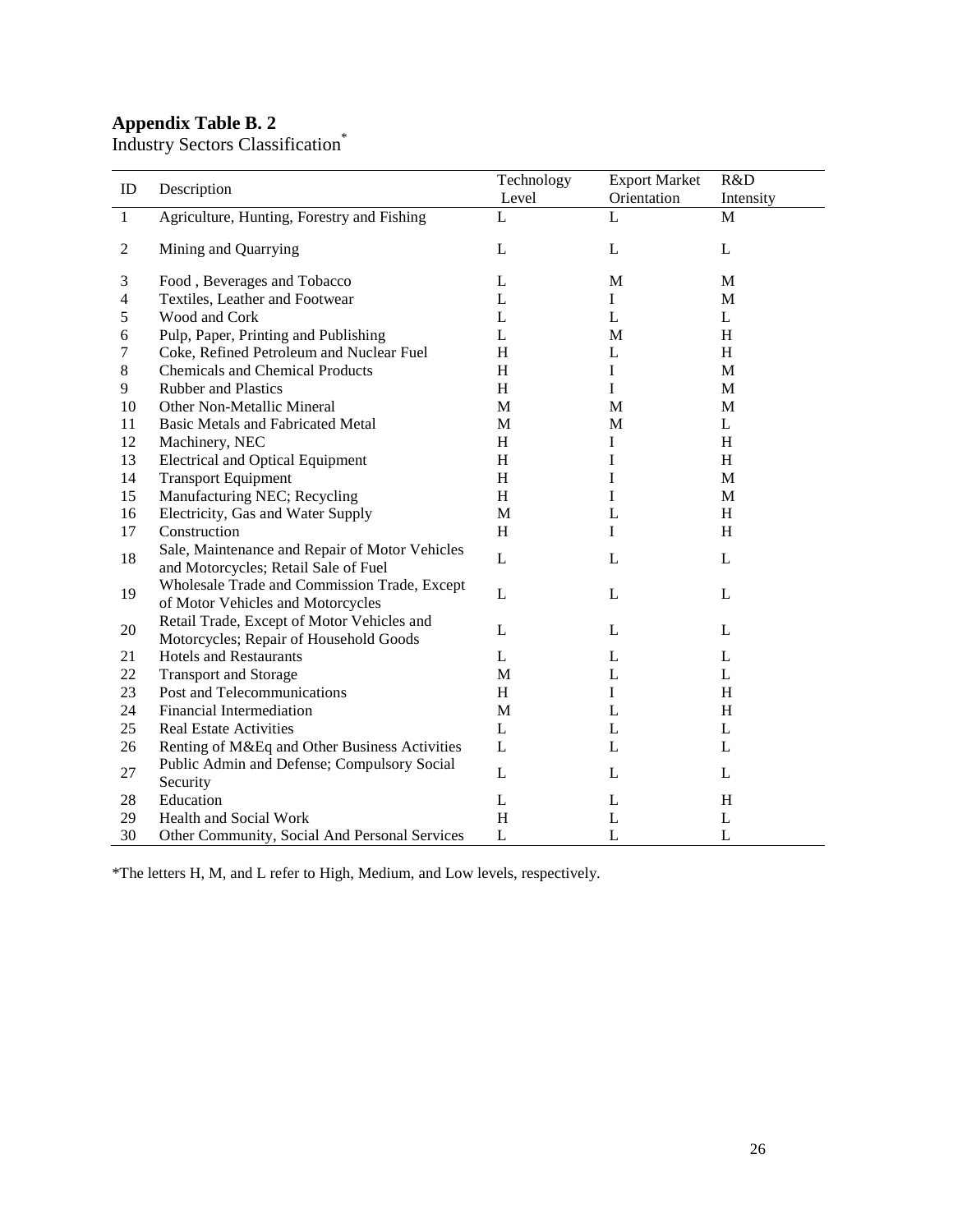**Appendix Table B. 2**
Industry Sectors Classification*

| ID | Description | Technology Level | Export Market Orientation | R&D Intensity |
|---|---|---|---|---|
| 1 | Agriculture, Hunting, Forestry and Fishing | L | L | M |
| 2 | Mining and Quarrying | L | L | L |
| 3 | Food , Beverages and Tobacco | L | M | M |
| 4 | Textiles, Leather and Footwear | L | I | M |
| 5 | Wood and Cork | L | L | L |
| 6 | Pulp, Paper, Printing and Publishing | L | M | H |
| 7 | Coke, Refined Petroleum and Nuclear Fuel | H | L | H |
| 8 | Chemicals and Chemical Products | H | I | M |
| 9 | Rubber and Plastics | H | I | M |
| 10 | Other Non-Metallic Mineral | M | M | M |
| 11 | Basic Metals and Fabricated Metal | M | M | L |
| 12 | Machinery, NEC | H | I | H |
| 13 | Electrical and Optical Equipment | H | I | H |
| 14 | Transport Equipment | H | I | M |
| 15 | Manufacturing NEC; Recycling | H | I | M |
| 16 | Electricity, Gas and Water Supply | M | L | H |
| 17 | Construction | H | I | H |
| 18 | Sale, Maintenance and Repair of Motor Vehicles and Motorcycles; Retail Sale of Fuel | L | L | L |
| 19 | Wholesale Trade and Commission Trade, Except of Motor Vehicles and Motorcycles | L | L | L |
| 20 | Retail Trade, Except of Motor Vehicles and Motorcycles; Repair of Household Goods | L | L | L |
| 21 | Hotels and Restaurants | L | L | L |
| 22 | Transport and Storage | M | L | L |
| 23 | Post and Telecommunications | H | I | H |
| 24 | Financial Intermediation | M | L | H |
| 25 | Real Estate Activities | L | L | L |
| 26 | Renting of M&Eq and Other Business Activities | L | L | L |
| 27 | Public Admin and Defense; Compulsory Social Security | L | L | L |
| 28 | Education | L | L | H |
| 29 | Health and Social Work | H | L | L |
| 30 | Other Community, Social And Personal Services | L | L | L |

*The letters H, M, and L refer to High, Medium, and Low levels, respectively.